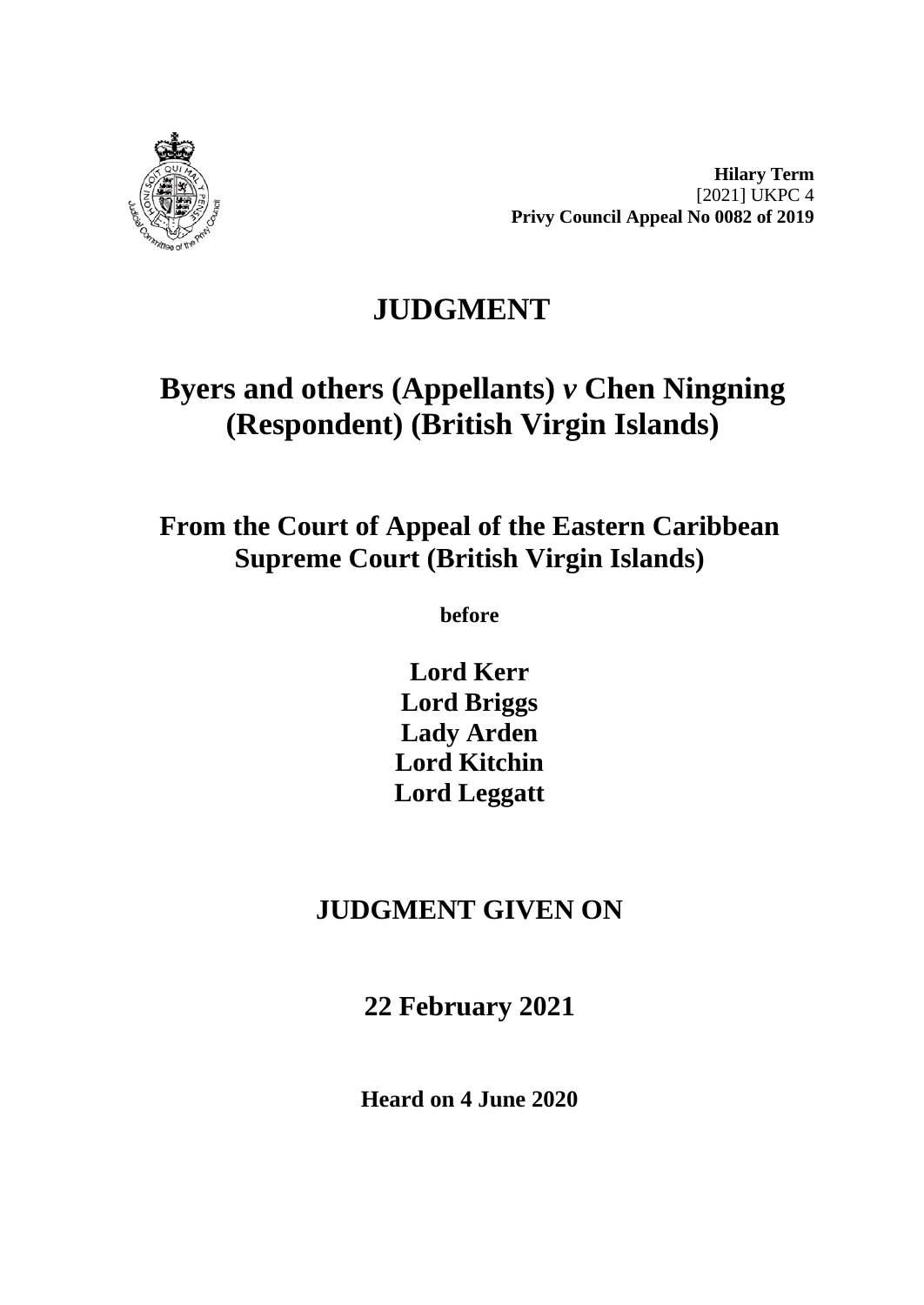**Hilary Term**
[2021] UKPC 4
**Privy Council Appeal No 0082 of 2019**

# JUDGMENT

# Byers and others (Appellants) *v* Chen Ningning (Respondent) (British Virgin Islands)

## From the Court of Appeal of the Eastern Caribbean Supreme Court (British Virgin Islands)

**before**

**Lord Kerr**
**Lord Briggs**
**Lady Arden**
**Lord Kitchin**
**Lord Leggatt**

## JUDGMENT GIVEN ON

## 22 February 2021

**Heard on 4 June 2020**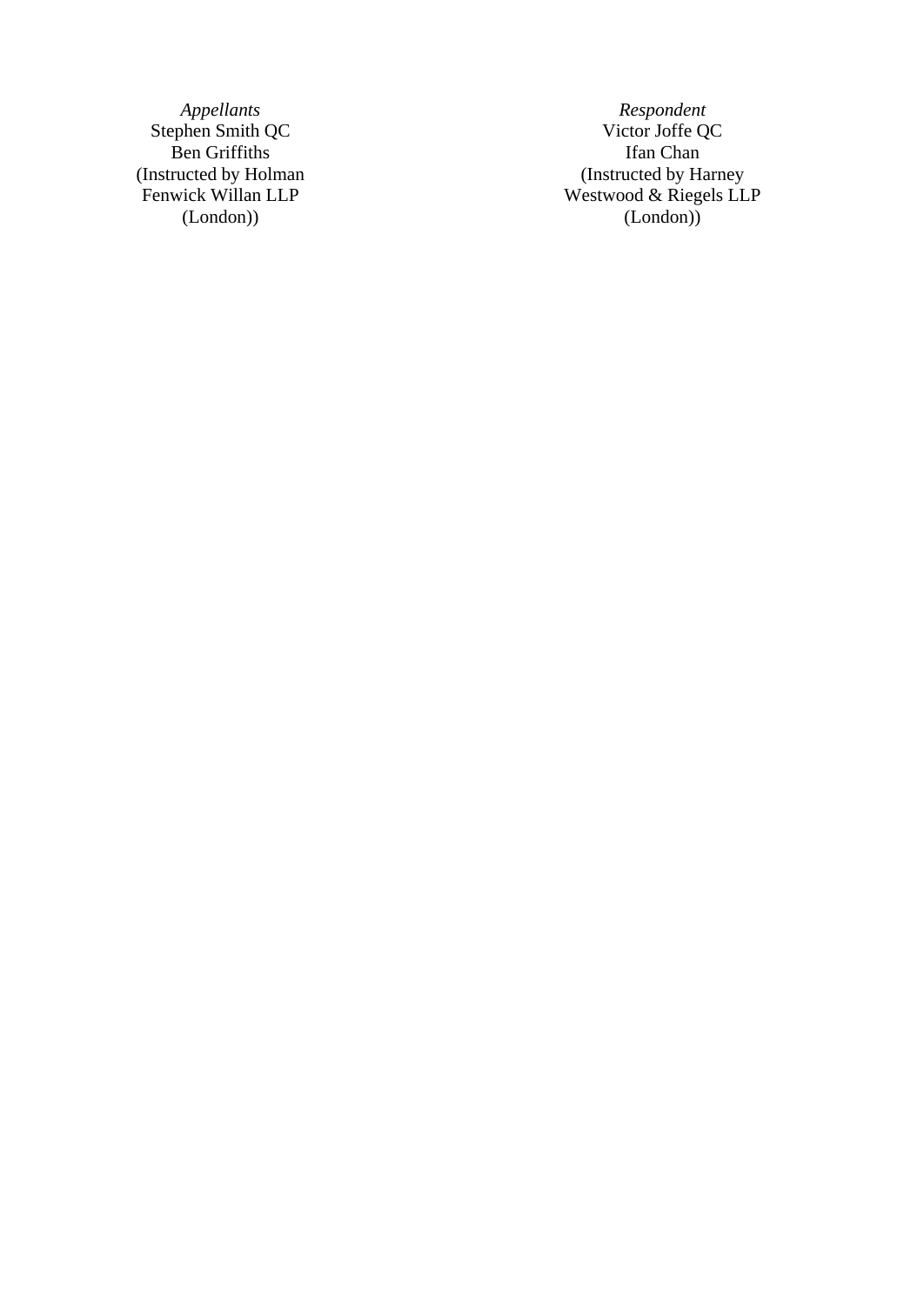| *Appellants* | *Respondent* |
| --- | --- |
| Stephen Smith QC | Victor Joffe QC |
| Ben Griffiths | Ifan Chan |
| (Instructed by Holman Fenwick Willan LLP (London)) | (Instructed by Harney Westwood & Riegels LLP (London)) |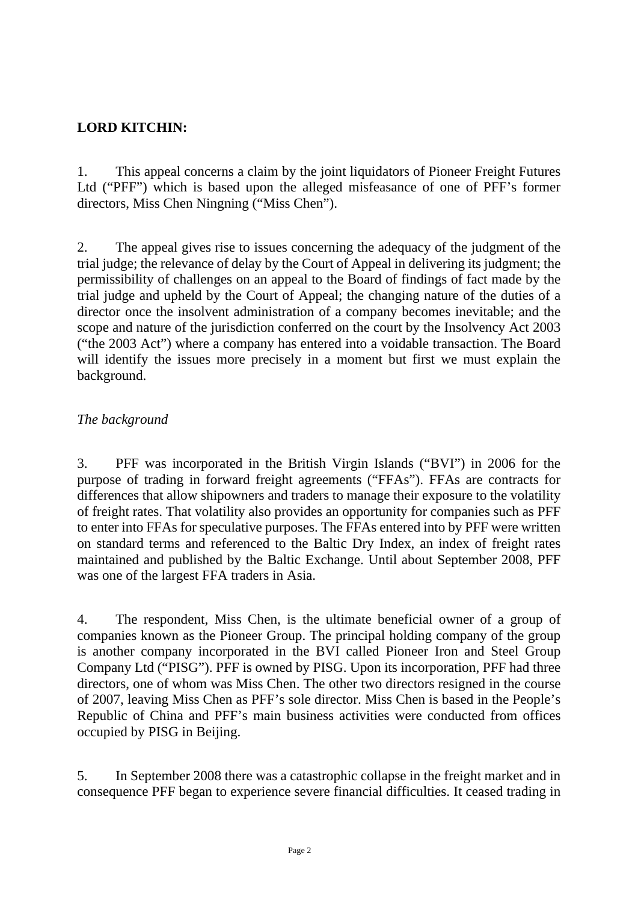**LORD KITCHIN:**

1. This appeal concerns a claim by the joint liquidators of Pioneer Freight Futures Ltd ("PFF") which is based upon the alleged misfeasance of one of PFF's former directors, Miss Chen Ningning ("Miss Chen").

2. The appeal gives rise to issues concerning the adequacy of the judgment of the trial judge; the relevance of delay by the Court of Appeal in delivering its judgment; the permissibility of challenges on an appeal to the Board of findings of fact made by the trial judge and upheld by the Court of Appeal; the changing nature of the duties of a director once the insolvent administration of a company becomes inevitable; and the scope and nature of the jurisdiction conferred on the court by the Insolvency Act 2003 ("the 2003 Act") where a company has entered into a voidable transaction. The Board will identify the issues more precisely in a moment but first we must explain the background.

*The background*

3. PFF was incorporated in the British Virgin Islands ("BVI") in 2006 for the purpose of trading in forward freight agreements ("FFAs"). FFAs are contracts for differences that allow shipowners and traders to manage their exposure to the volatility of freight rates. That volatility also provides an opportunity for companies such as PFF to enter into FFAs for speculative purposes. The FFAs entered into by PFF were written on standard terms and referenced to the Baltic Dry Index, an index of freight rates maintained and published by the Baltic Exchange. Until about September 2008, PFF was one of the largest FFA traders in Asia.

4. The respondent, Miss Chen, is the ultimate beneficial owner of a group of companies known as the Pioneer Group. The principal holding company of the group is another company incorporated in the BVI called Pioneer Iron and Steel Group Company Ltd ("PISG"). PFF is owned by PISG. Upon its incorporation, PFF had three directors, one of whom was Miss Chen. The other two directors resigned in the course of 2007, leaving Miss Chen as PFF's sole director. Miss Chen is based in the People's Republic of China and PFF's main business activities were conducted from offices occupied by PISG in Beijing.

5. In September 2008 there was a catastrophic collapse in the freight market and in consequence PFF began to experience severe financial difficulties. It ceased trading in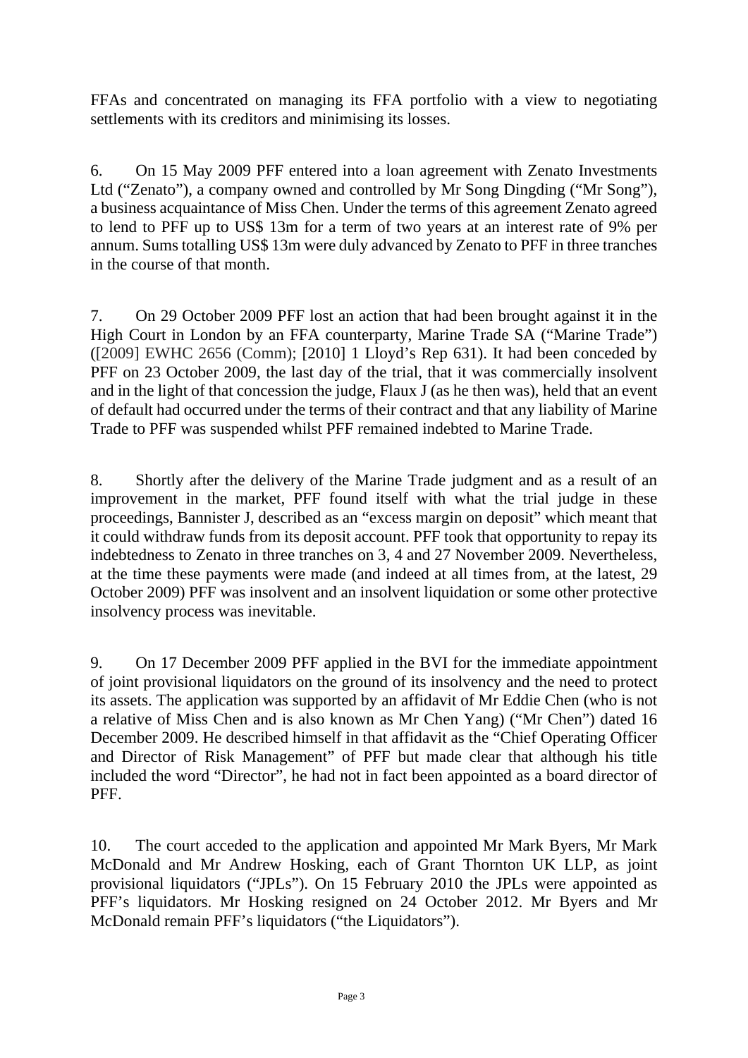FFAs and concentrated on managing its FFA portfolio with a view to negotiating settlements with its creditors and minimising its losses.

6. On 15 May 2009 PFF entered into a loan agreement with Zenato Investments Ltd ("Zenato"), a company owned and controlled by Mr Song Dingding ("Mr Song"), a business acquaintance of Miss Chen. Under the terms of this agreement Zenato agreed to lend to PFF up to US$ 13m for a term of two years at an interest rate of 9% per annum. Sums totalling US$ 13m were duly advanced by Zenato to PFF in three tranches in the course of that month.

7. On 29 October 2009 PFF lost an action that had been brought against it in the High Court in London by an FFA counterparty, Marine Trade SA ("Marine Trade") ([2009] EWHC 2656 (Comm); [2010] 1 Lloyd's Rep 631). It had been conceded by PFF on 23 October 2009, the last day of the trial, that it was commercially insolvent and in the light of that concession the judge, Flaux J (as he then was), held that an event of default had occurred under the terms of their contract and that any liability of Marine Trade to PFF was suspended whilst PFF remained indebted to Marine Trade.

8. Shortly after the delivery of the Marine Trade judgment and as a result of an improvement in the market, PFF found itself with what the trial judge in these proceedings, Bannister J, described as an "excess margin on deposit" which meant that it could withdraw funds from its deposit account. PFF took that opportunity to repay its indebtedness to Zenato in three tranches on 3, 4 and 27 November 2009. Nevertheless, at the time these payments were made (and indeed at all times from, at the latest, 29 October 2009) PFF was insolvent and an insolvent liquidation or some other protective insolvency process was inevitable.

9. On 17 December 2009 PFF applied in the BVI for the immediate appointment of joint provisional liquidators on the ground of its insolvency and the need to protect its assets. The application was supported by an affidavit of Mr Eddie Chen (who is not a relative of Miss Chen and is also known as Mr Chen Yang) ("Mr Chen") dated 16 December 2009. He described himself in that affidavit as the "Chief Operating Officer and Director of Risk Management" of PFF but made clear that although his title included the word "Director", he had not in fact been appointed as a board director of PFF.

10. The court acceded to the application and appointed Mr Mark Byers, Mr Mark McDonald and Mr Andrew Hosking, each of Grant Thornton UK LLP, as joint provisional liquidators ("JPLs"). On 15 February 2010 the JPLs were appointed as PFF's liquidators. Mr Hosking resigned on 24 October 2012. Mr Byers and Mr McDonald remain PFF's liquidators ("the Liquidators").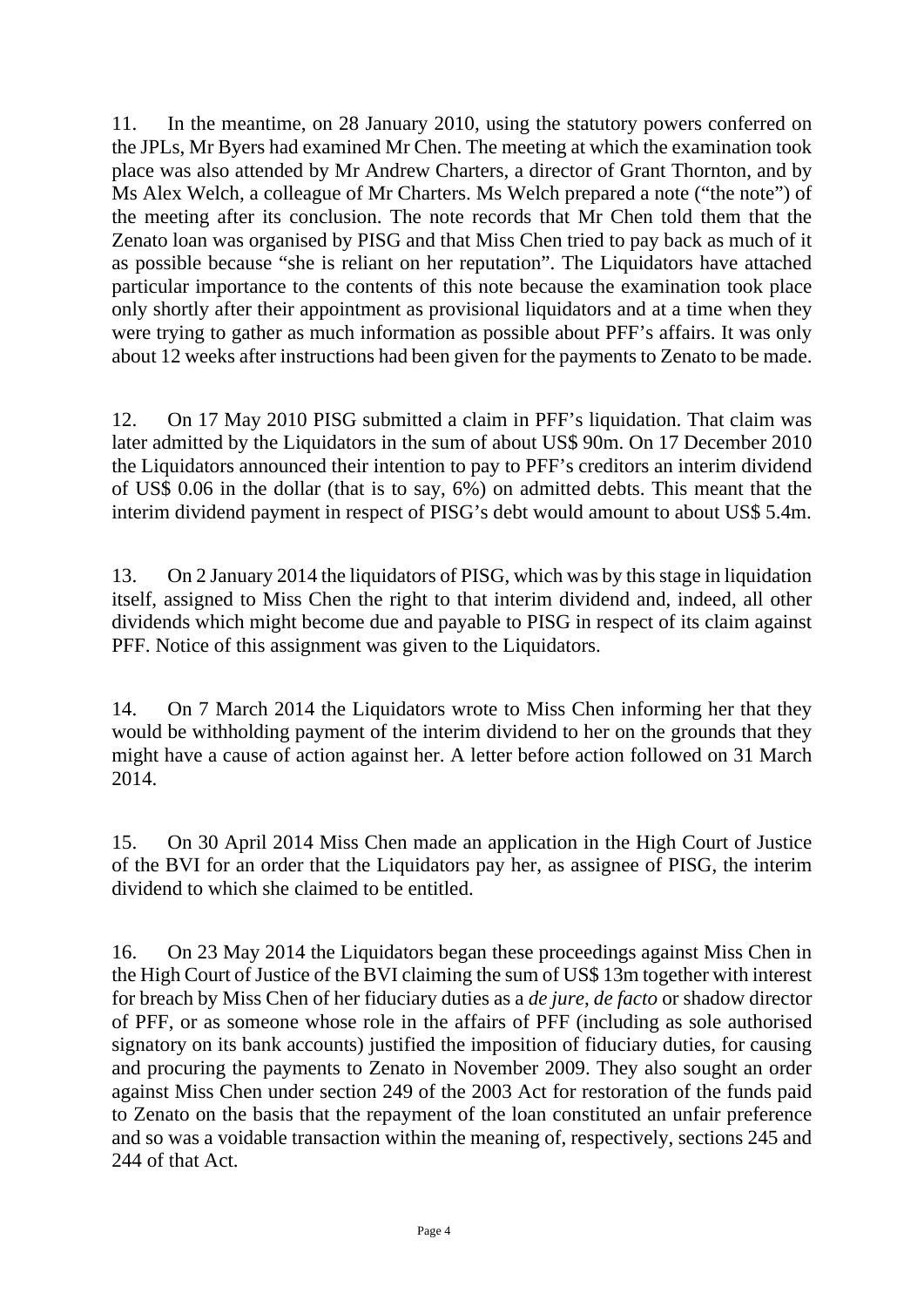11. In the meantime, on 28 January 2010, using the statutory powers conferred on the JPLs, Mr Byers had examined Mr Chen. The meeting at which the examination took place was also attended by Mr Andrew Charters, a director of Grant Thornton, and by Ms Alex Welch, a colleague of Mr Charters. Ms Welch prepared a note ("the note") of the meeting after its conclusion. The note records that Mr Chen told them that the Zenato loan was organised by PISG and that Miss Chen tried to pay back as much of it as possible because "she is reliant on her reputation". The Liquidators have attached particular importance to the contents of this note because the examination took place only shortly after their appointment as provisional liquidators and at a time when they were trying to gather as much information as possible about PFF's affairs. It was only about 12 weeks after instructions had been given for the payments to Zenato to be made.

12. On 17 May 2010 PISG submitted a claim in PFF's liquidation. That claim was later admitted by the Liquidators in the sum of about US$ 90m. On 17 December 2010 the Liquidators announced their intention to pay to PFF's creditors an interim dividend of US$ 0.06 in the dollar (that is to say, 6%) on admitted debts. This meant that the interim dividend payment in respect of PISG's debt would amount to about US$ 5.4m.

13. On 2 January 2014 the liquidators of PISG, which was by this stage in liquidation itself, assigned to Miss Chen the right to that interim dividend and, indeed, all other dividends which might become due and payable to PISG in respect of its claim against PFF. Notice of this assignment was given to the Liquidators.

14. On 7 March 2014 the Liquidators wrote to Miss Chen informing her that they would be withholding payment of the interim dividend to her on the grounds that they might have a cause of action against her. A letter before action followed on 31 March 2014.

15. On 30 April 2014 Miss Chen made an application in the High Court of Justice of the BVI for an order that the Liquidators pay her, as assignee of PISG, the interim dividend to which she claimed to be entitled.

16. On 23 May 2014 the Liquidators began these proceedings against Miss Chen in the High Court of Justice of the BVI claiming the sum of US$ 13m together with interest for breach by Miss Chen of her fiduciary duties as a *de jure*, *de facto* or shadow director of PFF, or as someone whose role in the affairs of PFF (including as sole authorised signatory on its bank accounts) justified the imposition of fiduciary duties, for causing and procuring the payments to Zenato in November 2009. They also sought an order against Miss Chen under section 249 of the 2003 Act for restoration of the funds paid to Zenato on the basis that the repayment of the loan constituted an unfair preference and so was a voidable transaction within the meaning of, respectively, sections 245 and 244 of that Act.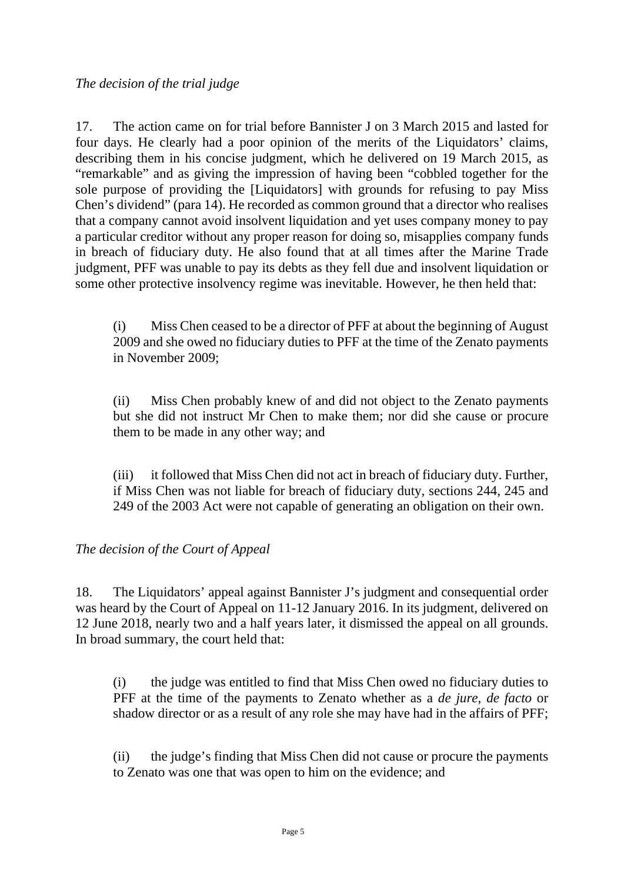*The decision of the trial judge*

17. The action came on for trial before Bannister J on 3 March 2015 and lasted for four days. He clearly had a poor opinion of the merits of the Liquidators' claims, describing them in his concise judgment, which he delivered on 19 March 2015, as "remarkable" and as giving the impression of having been "cobbled together for the sole purpose of providing the [Liquidators] with grounds for refusing to pay Miss Chen's dividend" (para 14). He recorded as common ground that a director who realises that a company cannot avoid insolvent liquidation and yet uses company money to pay a particular creditor without any proper reason for doing so, misapplies company funds in breach of fiduciary duty. He also found that at all times after the Marine Trade judgment, PFF was unable to pay its debts as they fell due and insolvent liquidation or some other protective insolvency regime was inevitable. However, he then held that:

> (i) Miss Chen ceased to be a director of PFF at about the beginning of August 2009 and she owed no fiduciary duties to PFF at the time of the Zenato payments in November 2009;
>
> (ii) Miss Chen probably knew of and did not object to the Zenato payments but she did not instruct Mr Chen to make them; nor did she cause or procure them to be made in any other way; and
>
> (iii) it followed that Miss Chen did not act in breach of fiduciary duty. Further, if Miss Chen was not liable for breach of fiduciary duty, sections 244, 245 and 249 of the 2003 Act were not capable of generating an obligation on their own.

*The decision of the Court of Appeal*

18. The Liquidators' appeal against Bannister J's judgment and consequential order was heard by the Court of Appeal on 11-12 January 2016. In its judgment, delivered on 12 June 2018, nearly two and a half years later, it dismissed the appeal on all grounds. In broad summary, the court held that:

> (i) the judge was entitled to find that Miss Chen owed no fiduciary duties to PFF at the time of the payments to Zenato whether as a *de jure*, *de facto* or shadow director or as a result of any role she may have had in the affairs of PFF;
>
> (ii) the judge's finding that Miss Chen did not cause or procure the payments to Zenato was one that was open to him on the evidence; and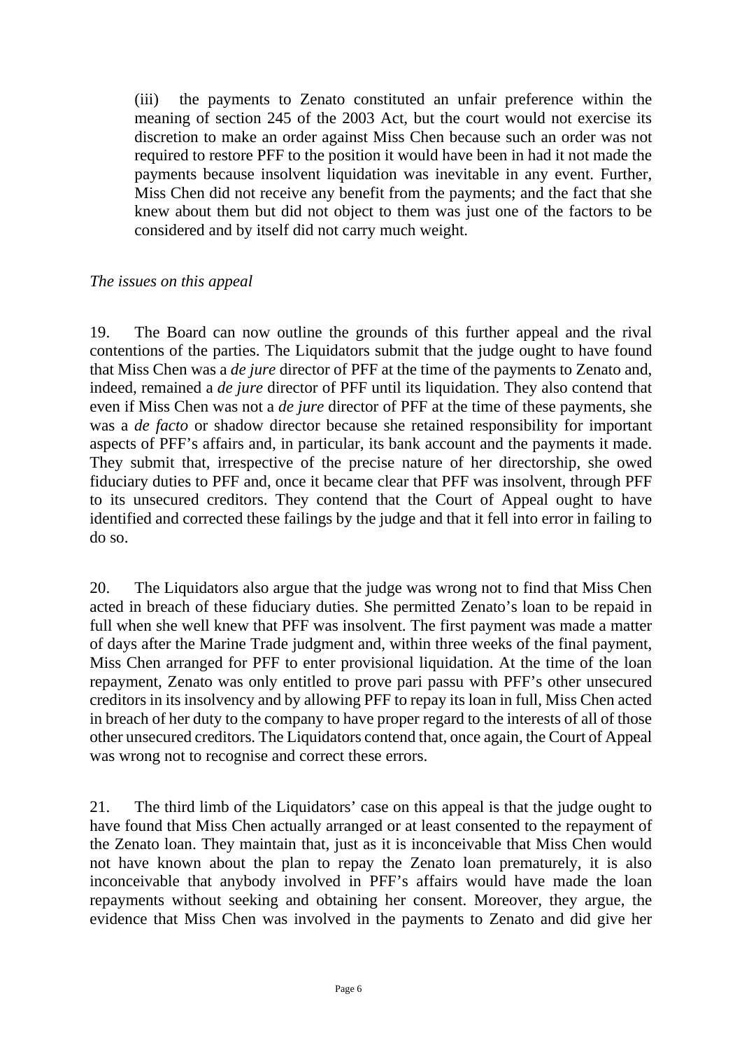(iii) the payments to Zenato constituted an unfair preference within the meaning of section 245 of the 2003 Act, but the court would not exercise its discretion to make an order against Miss Chen because such an order was not required to restore PFF to the position it would have been in had it not made the payments because insolvent liquidation was inevitable in any event. Further, Miss Chen did not receive any benefit from the payments; and the fact that she knew about them but did not object to them was just one of the factors to be considered and by itself did not carry much weight.

*The issues on this appeal*

19. The Board can now outline the grounds of this further appeal and the rival contentions of the parties. The Liquidators submit that the judge ought to have found that Miss Chen was a *de jure* director of PFF at the time of the payments to Zenato and, indeed, remained a *de jure* director of PFF until its liquidation. They also contend that even if Miss Chen was not a *de jure* director of PFF at the time of these payments, she was a *de facto* or shadow director because she retained responsibility for important aspects of PFF's affairs and, in particular, its bank account and the payments it made. They submit that, irrespective of the precise nature of her directorship, she owed fiduciary duties to PFF and, once it became clear that PFF was insolvent, through PFF to its unsecured creditors. They contend that the Court of Appeal ought to have identified and corrected these failings by the judge and that it fell into error in failing to do so.

20. The Liquidators also argue that the judge was wrong not to find that Miss Chen acted in breach of these fiduciary duties. She permitted Zenato's loan to be repaid in full when she well knew that PFF was insolvent. The first payment was made a matter of days after the Marine Trade judgment and, within three weeks of the final payment, Miss Chen arranged for PFF to enter provisional liquidation. At the time of the loan repayment, Zenato was only entitled to prove pari passu with PFF's other unsecured creditors in its insolvency and by allowing PFF to repay its loan in full, Miss Chen acted in breach of her duty to the company to have proper regard to the interests of all of those other unsecured creditors. The Liquidators contend that, once again, the Court of Appeal was wrong not to recognise and correct these errors.

21. The third limb of the Liquidators' case on this appeal is that the judge ought to have found that Miss Chen actually arranged or at least consented to the repayment of the Zenato loan. They maintain that, just as it is inconceivable that Miss Chen would not have known about the plan to repay the Zenato loan prematurely, it is also inconceivable that anybody involved in PFF's affairs would have made the loan repayments without seeking and obtaining her consent. Moreover, they argue, the evidence that Miss Chen was involved in the payments to Zenato and did give her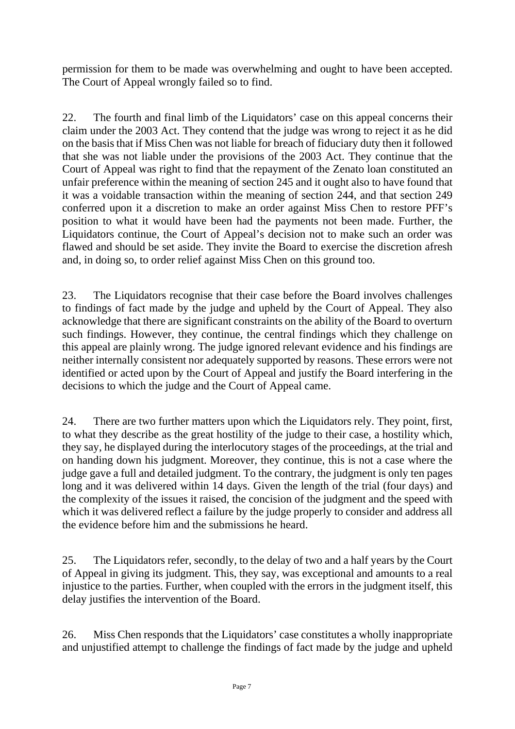permission for them to be made was overwhelming and ought to have been accepted. The Court of Appeal wrongly failed so to find.

22. The fourth and final limb of the Liquidators' case on this appeal concerns their claim under the 2003 Act. They contend that the judge was wrong to reject it as he did on the basis that if Miss Chen was not liable for breach of fiduciary duty then it followed that she was not liable under the provisions of the 2003 Act. They continue that the Court of Appeal was right to find that the repayment of the Zenato loan constituted an unfair preference within the meaning of section 245 and it ought also to have found that it was a voidable transaction within the meaning of section 244, and that section 249 conferred upon it a discretion to make an order against Miss Chen to restore PFF's position to what it would have been had the payments not been made. Further, the Liquidators continue, the Court of Appeal's decision not to make such an order was flawed and should be set aside. They invite the Board to exercise the discretion afresh and, in doing so, to order relief against Miss Chen on this ground too.

23. The Liquidators recognise that their case before the Board involves challenges to findings of fact made by the judge and upheld by the Court of Appeal. They also acknowledge that there are significant constraints on the ability of the Board to overturn such findings. However, they continue, the central findings which they challenge on this appeal are plainly wrong. The judge ignored relevant evidence and his findings are neither internally consistent nor adequately supported by reasons. These errors were not identified or acted upon by the Court of Appeal and justify the Board interfering in the decisions to which the judge and the Court of Appeal came.

24. There are two further matters upon which the Liquidators rely. They point, first, to what they describe as the great hostility of the judge to their case, a hostility which, they say, he displayed during the interlocutory stages of the proceedings, at the trial and on handing down his judgment. Moreover, they continue, this is not a case where the judge gave a full and detailed judgment. To the contrary, the judgment is only ten pages long and it was delivered within 14 days. Given the length of the trial (four days) and the complexity of the issues it raised, the concision of the judgment and the speed with which it was delivered reflect a failure by the judge properly to consider and address all the evidence before him and the submissions he heard.

25. The Liquidators refer, secondly, to the delay of two and a half years by the Court of Appeal in giving its judgment. This, they say, was exceptional and amounts to a real injustice to the parties. Further, when coupled with the errors in the judgment itself, this delay justifies the intervention of the Board.

26. Miss Chen responds that the Liquidators' case constitutes a wholly inappropriate and unjustified attempt to challenge the findings of fact made by the judge and upheld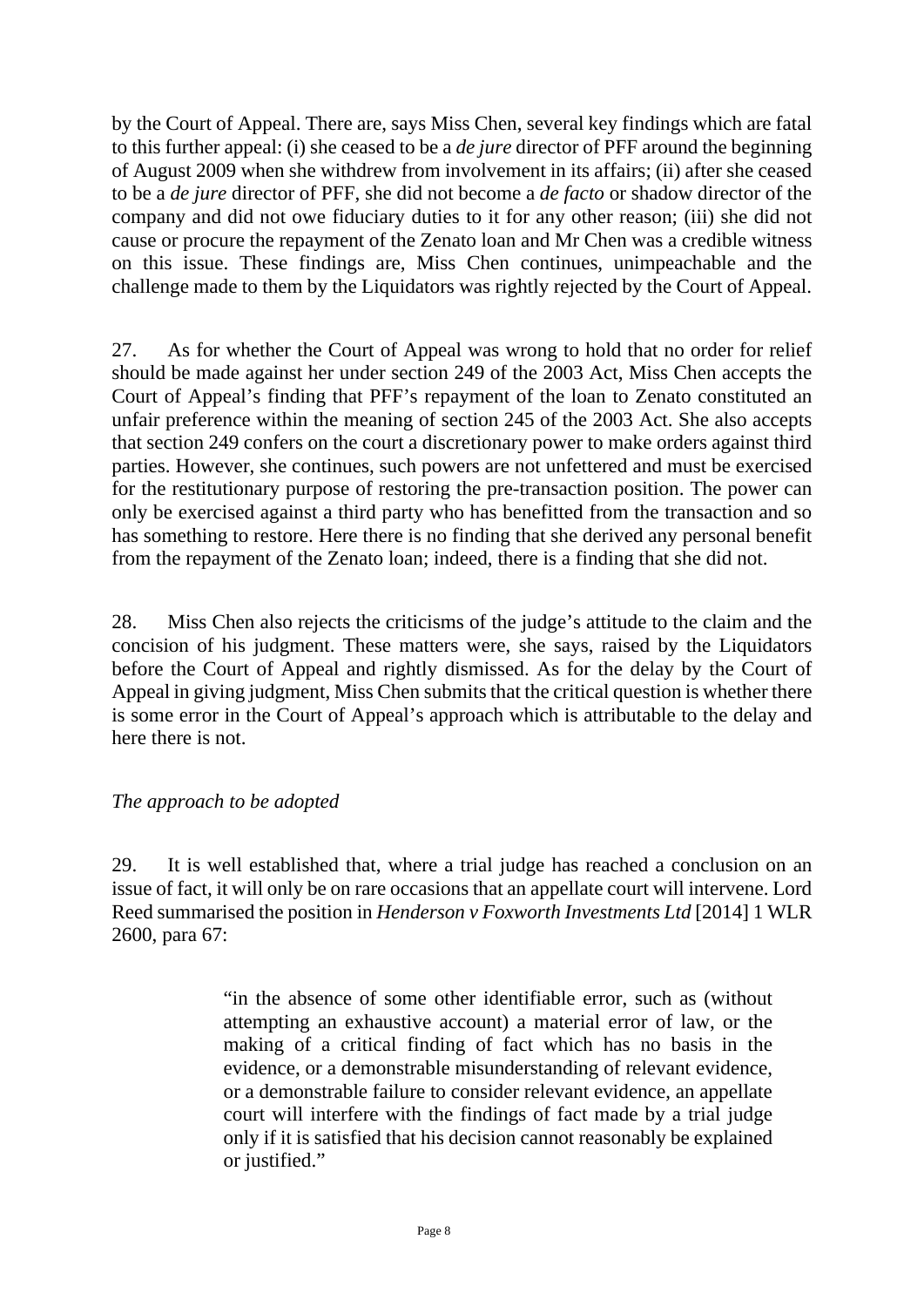by the Court of Appeal. There are, says Miss Chen, several key findings which are fatal to this further appeal: (i) she ceased to be a *de jure* director of PFF around the beginning of August 2009 when she withdrew from involvement in its affairs; (ii) after she ceased to be a *de jure* director of PFF, she did not become a *de facto* or shadow director of the company and did not owe fiduciary duties to it for any other reason; (iii) she did not cause or procure the repayment of the Zenato loan and Mr Chen was a credible witness on this issue. These findings are, Miss Chen continues, unimpeachable and the challenge made to them by the Liquidators was rightly rejected by the Court of Appeal.

27. As for whether the Court of Appeal was wrong to hold that no order for relief should be made against her under section 249 of the 2003 Act, Miss Chen accepts the Court of Appeal's finding that PFF's repayment of the loan to Zenato constituted an unfair preference within the meaning of section 245 of the 2003 Act. She also accepts that section 249 confers on the court a discretionary power to make orders against third parties. However, she continues, such powers are not unfettered and must be exercised for the restitutionary purpose of restoring the pre-transaction position. The power can only be exercised against a third party who has benefitted from the transaction and so has something to restore. Here there is no finding that she derived any personal benefit from the repayment of the Zenato loan; indeed, there is a finding that she did not.

28. Miss Chen also rejects the criticisms of the judge's attitude to the claim and the concision of his judgment. These matters were, she says, raised by the Liquidators before the Court of Appeal and rightly dismissed. As for the delay by the Court of Appeal in giving judgment, Miss Chen submits that the critical question is whether there is some error in the Court of Appeal's approach which is attributable to the delay and here there is not.

*The approach to be adopted*

29. It is well established that, where a trial judge has reached a conclusion on an issue of fact, it will only be on rare occasions that an appellate court will intervene. Lord Reed summarised the position in *Henderson v Foxworth Investments Ltd* [2014] 1 WLR 2600, para 67:

> "in the absence of some other identifiable error, such as (without attempting an exhaustive account) a material error of law, or the making of a critical finding of fact which has no basis in the evidence, or a demonstrable misunderstanding of relevant evidence, or a demonstrable failure to consider relevant evidence, an appellate court will interfere with the findings of fact made by a trial judge only if it is satisfied that his decision cannot reasonably be explained or justified."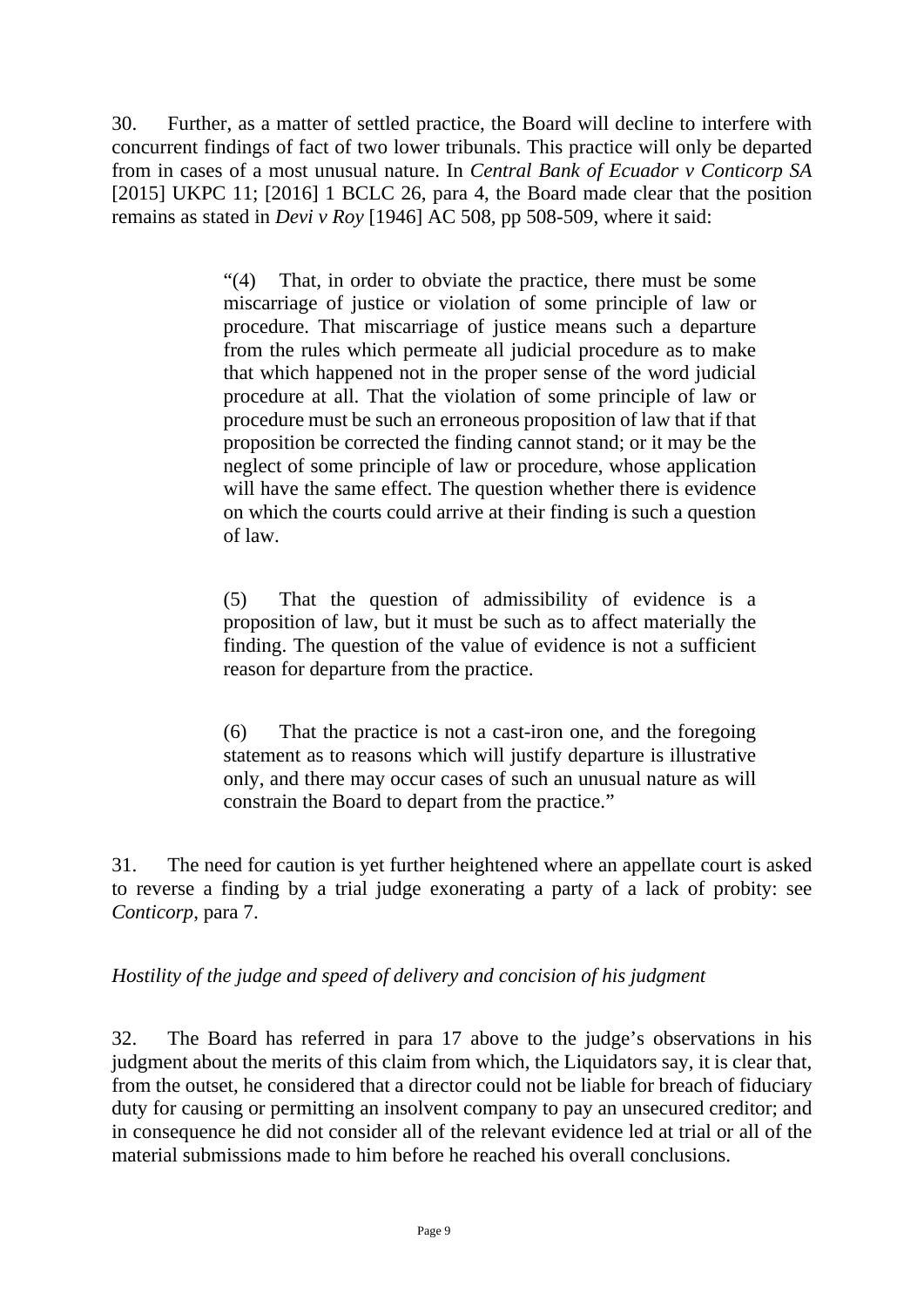30. Further, as a matter of settled practice, the Board will decline to interfere with concurrent findings of fact of two lower tribunals. This practice will only be departed from in cases of a most unusual nature. In *Central Bank of Ecuador v Conticorp SA* [2015] UKPC 11; [2016] 1 BCLC 26, para 4, the Board made clear that the position remains as stated in *Devi v Roy* [1946] AC 508, pp 508-509, where it said:

> "(4) That, in order to obviate the practice, there must be some miscarriage of justice or violation of some principle of law or procedure. That miscarriage of justice means such a departure from the rules which permeate all judicial procedure as to make that which happened not in the proper sense of the word judicial procedure at all. That the violation of some principle of law or procedure must be such an erroneous proposition of law that if that proposition be corrected the finding cannot stand; or it may be the neglect of some principle of law or procedure, whose application will have the same effect. The question whether there is evidence on which the courts could arrive at their finding is such a question of law.
>
> (5) That the question of admissibility of evidence is a proposition of law, but it must be such as to affect materially the finding. The question of the value of evidence is not a sufficient reason for departure from the practice.
>
> (6) That the practice is not a cast-iron one, and the foregoing statement as to reasons which will justify departure is illustrative only, and there may occur cases of such an unusual nature as will constrain the Board to depart from the practice."

31. The need for caution is yet further heightened where an appellate court is asked to reverse a finding by a trial judge exonerating a party of a lack of probity: see *Conticorp*, para 7.

*Hostility of the judge and speed of delivery and concision of his judgment*

32. The Board has referred in para 17 above to the judge's observations in his judgment about the merits of this claim from which, the Liquidators say, it is clear that, from the outset, he considered that a director could not be liable for breach of fiduciary duty for causing or permitting an insolvent company to pay an unsecured creditor; and in consequence he did not consider all of the relevant evidence led at trial or all of the material submissions made to him before he reached his overall conclusions.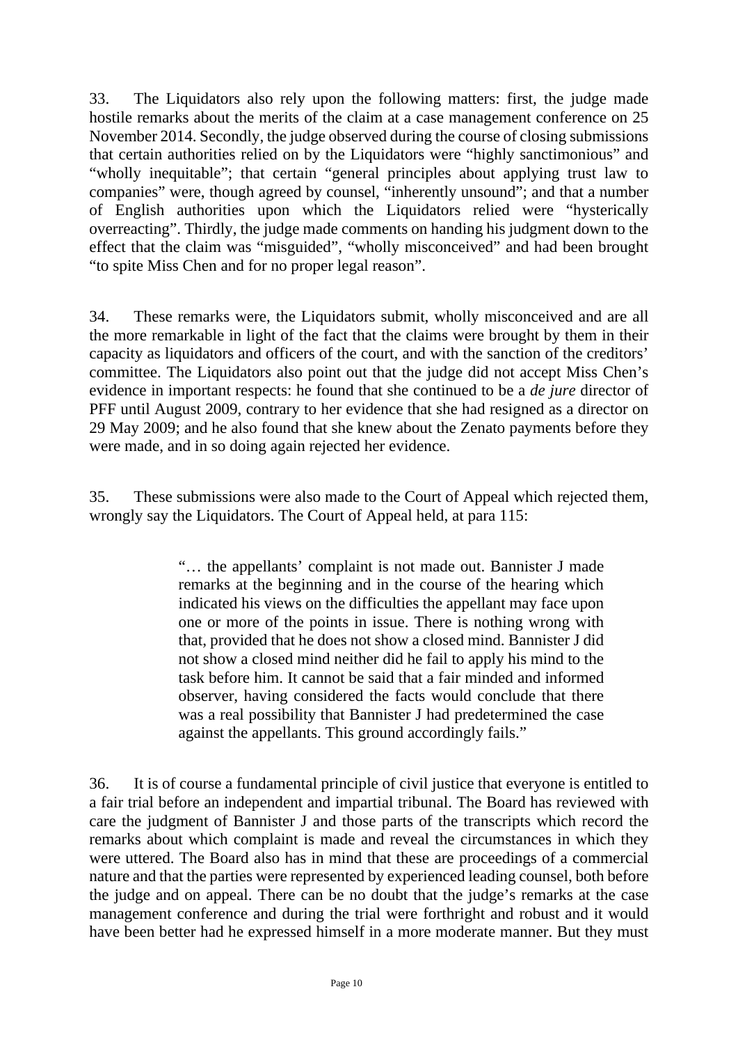33. The Liquidators also rely upon the following matters: first, the judge made hostile remarks about the merits of the claim at a case management conference on 25 November 2014. Secondly, the judge observed during the course of closing submissions that certain authorities relied on by the Liquidators were "highly sanctimonious" and "wholly inequitable"; that certain "general principles about applying trust law to companies" were, though agreed by counsel, "inherently unsound"; and that a number of English authorities upon which the Liquidators relied were "hysterically overreacting". Thirdly, the judge made comments on handing his judgment down to the effect that the claim was "misguided", "wholly misconceived" and had been brought "to spite Miss Chen and for no proper legal reason".

34. These remarks were, the Liquidators submit, wholly misconceived and are all the more remarkable in light of the fact that the claims were brought by them in their capacity as liquidators and officers of the court, and with the sanction of the creditors' committee. The Liquidators also point out that the judge did not accept Miss Chen's evidence in important respects: he found that she continued to be a *de jure* director of PFF until August 2009, contrary to her evidence that she had resigned as a director on 29 May 2009; and he also found that she knew about the Zenato payments before they were made, and in so doing again rejected her evidence.

35. These submissions were also made to the Court of Appeal which rejected them, wrongly say the Liquidators. The Court of Appeal held, at para 115:

> "… the appellants' complaint is not made out. Bannister J made remarks at the beginning and in the course of the hearing which indicated his views on the difficulties the appellant may face upon one or more of the points in issue. There is nothing wrong with that, provided that he does not show a closed mind. Bannister J did not show a closed mind neither did he fail to apply his mind to the task before him. It cannot be said that a fair minded and informed observer, having considered the facts would conclude that there was a real possibility that Bannister J had predetermined the case against the appellants. This ground accordingly fails."

36. It is of course a fundamental principle of civil justice that everyone is entitled to a fair trial before an independent and impartial tribunal. The Board has reviewed with care the judgment of Bannister J and those parts of the transcripts which record the remarks about which complaint is made and reveal the circumstances in which they were uttered. The Board also has in mind that these are proceedings of a commercial nature and that the parties were represented by experienced leading counsel, both before the judge and on appeal. There can be no doubt that the judge's remarks at the case management conference and during the trial were forthright and robust and it would have been better had he expressed himself in a more moderate manner. But they must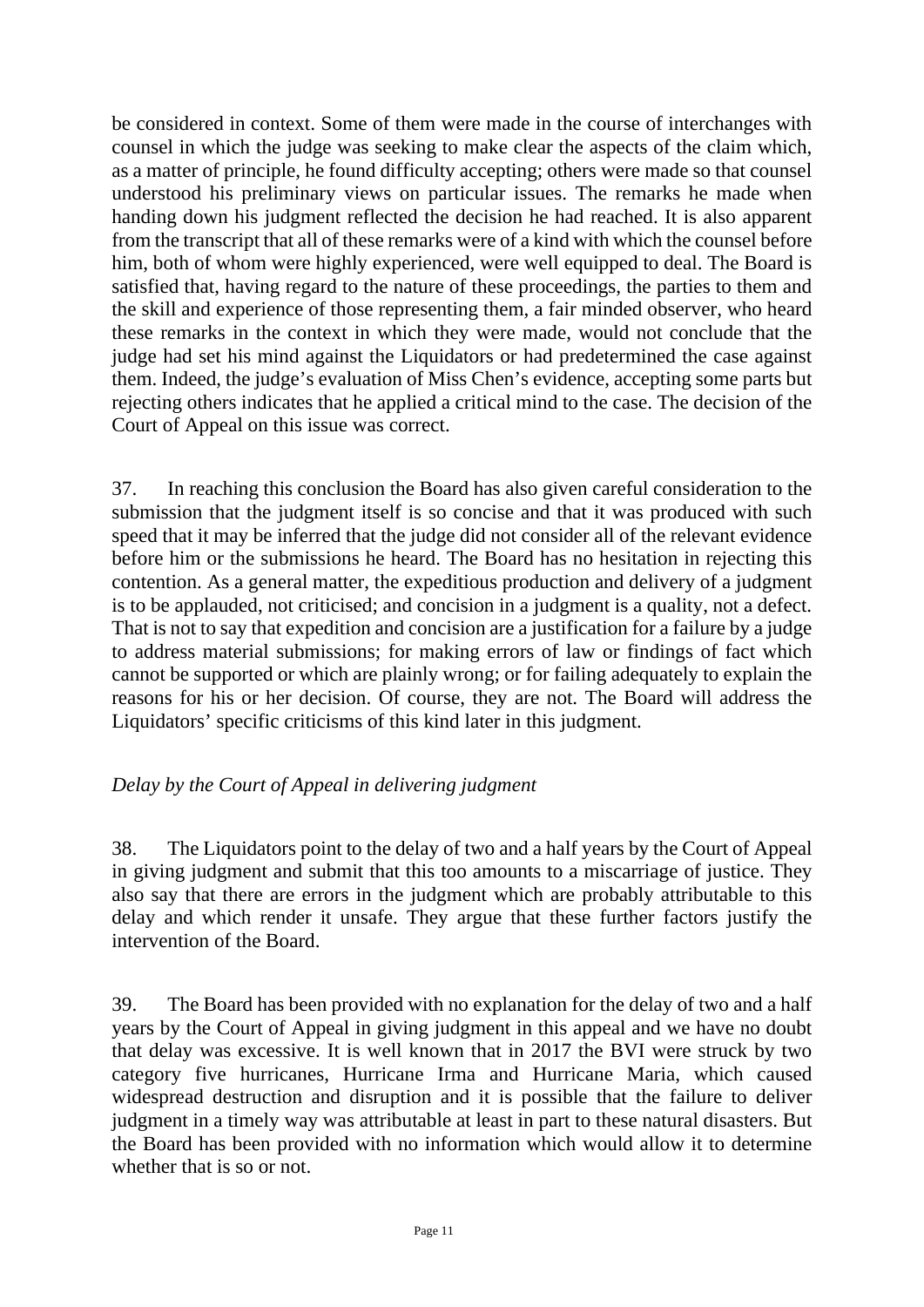be considered in context. Some of them were made in the course of interchanges with counsel in which the judge was seeking to make clear the aspects of the claim which, as a matter of principle, he found difficulty accepting; others were made so that counsel understood his preliminary views on particular issues. The remarks he made when handing down his judgment reflected the decision he had reached. It is also apparent from the transcript that all of these remarks were of a kind with which the counsel before him, both of whom were highly experienced, were well equipped to deal. The Board is satisfied that, having regard to the nature of these proceedings, the parties to them and the skill and experience of those representing them, a fair minded observer, who heard these remarks in the context in which they were made, would not conclude that the judge had set his mind against the Liquidators or had predetermined the case against them. Indeed, the judge's evaluation of Miss Chen's evidence, accepting some parts but rejecting others indicates that he applied a critical mind to the case. The decision of the Court of Appeal on this issue was correct.

37. In reaching this conclusion the Board has also given careful consideration to the submission that the judgment itself is so concise and that it was produced with such speed that it may be inferred that the judge did not consider all of the relevant evidence before him or the submissions he heard. The Board has no hesitation in rejecting this contention. As a general matter, the expeditious production and delivery of a judgment is to be applauded, not criticised; and concision in a judgment is a quality, not a defect. That is not to say that expedition and concision are a justification for a failure by a judge to address material submissions; for making errors of law or findings of fact which cannot be supported or which are plainly wrong; or for failing adequately to explain the reasons for his or her decision. Of course, they are not. The Board will address the Liquidators' specific criticisms of this kind later in this judgment.

*Delay by the Court of Appeal in delivering judgment*

38. The Liquidators point to the delay of two and a half years by the Court of Appeal in giving judgment and submit that this too amounts to a miscarriage of justice. They also say that there are errors in the judgment which are probably attributable to this delay and which render it unsafe. They argue that these further factors justify the intervention of the Board.

39. The Board has been provided with no explanation for the delay of two and a half years by the Court of Appeal in giving judgment in this appeal and we have no doubt that delay was excessive. It is well known that in 2017 the BVI were struck by two category five hurricanes, Hurricane Irma and Hurricane Maria, which caused widespread destruction and disruption and it is possible that the failure to deliver judgment in a timely way was attributable at least in part to these natural disasters. But the Board has been provided with no information which would allow it to determine whether that is so or not.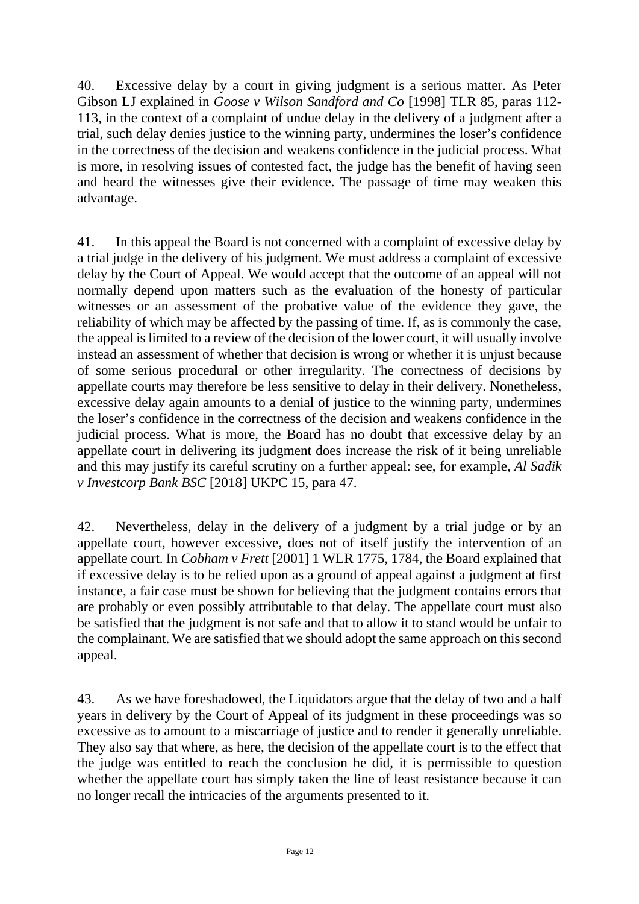40. Excessive delay by a court in giving judgment is a serious matter. As Peter Gibson LJ explained in *Goose v Wilson Sandford and Co* [1998] TLR 85, paras 112-113, in the context of a complaint of undue delay in the delivery of a judgment after a trial, such delay denies justice to the winning party, undermines the loser's confidence in the correctness of the decision and weakens confidence in the judicial process. What is more, in resolving issues of contested fact, the judge has the benefit of having seen and heard the witnesses give their evidence. The passage of time may weaken this advantage.

41. In this appeal the Board is not concerned with a complaint of excessive delay by a trial judge in the delivery of his judgment. We must address a complaint of excessive delay by the Court of Appeal. We would accept that the outcome of an appeal will not normally depend upon matters such as the evaluation of the honesty of particular witnesses or an assessment of the probative value of the evidence they gave, the reliability of which may be affected by the passing of time. If, as is commonly the case, the appeal is limited to a review of the decision of the lower court, it will usually involve instead an assessment of whether that decision is wrong or whether it is unjust because of some serious procedural or other irregularity. The correctness of decisions by appellate courts may therefore be less sensitive to delay in their delivery. Nonetheless, excessive delay again amounts to a denial of justice to the winning party, undermines the loser's confidence in the correctness of the decision and weakens confidence in the judicial process. What is more, the Board has no doubt that excessive delay by an appellate court in delivering its judgment does increase the risk of it being unreliable and this may justify its careful scrutiny on a further appeal: see, for example, *Al Sadik v Investcorp Bank BSC* [2018] UKPC 15, para 47.

42. Nevertheless, delay in the delivery of a judgment by a trial judge or by an appellate court, however excessive, does not of itself justify the intervention of an appellate court. In *Cobham v Frett* [2001] 1 WLR 1775, 1784, the Board explained that if excessive delay is to be relied upon as a ground of appeal against a judgment at first instance, a fair case must be shown for believing that the judgment contains errors that are probably or even possibly attributable to that delay. The appellate court must also be satisfied that the judgment is not safe and that to allow it to stand would be unfair to the complainant. We are satisfied that we should adopt the same approach on this second appeal.

43. As we have foreshadowed, the Liquidators argue that the delay of two and a half years in delivery by the Court of Appeal of its judgment in these proceedings was so excessive as to amount to a miscarriage of justice and to render it generally unreliable. They also say that where, as here, the decision of the appellate court is to the effect that the judge was entitled to reach the conclusion he did, it is permissible to question whether the appellate court has simply taken the line of least resistance because it can no longer recall the intricacies of the arguments presented to it.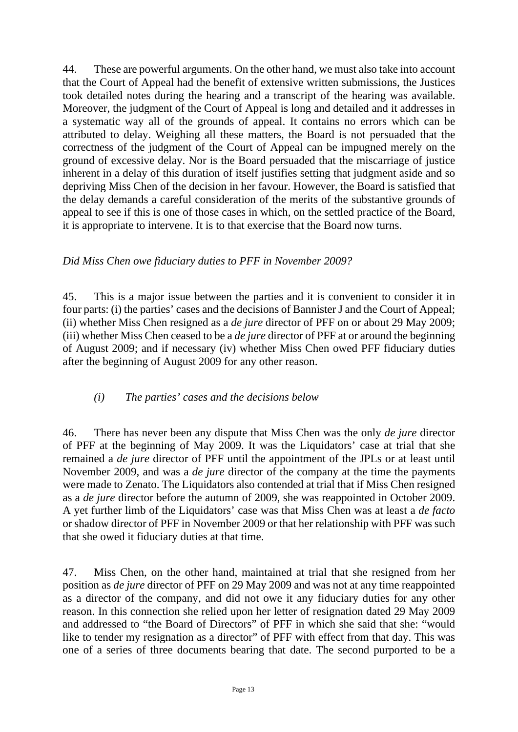44. These are powerful arguments. On the other hand, we must also take into account that the Court of Appeal had the benefit of extensive written submissions, the Justices took detailed notes during the hearing and a transcript of the hearing was available. Moreover, the judgment of the Court of Appeal is long and detailed and it addresses in a systematic way all of the grounds of appeal. It contains no errors which can be attributed to delay. Weighing all these matters, the Board is not persuaded that the correctness of the judgment of the Court of Appeal can be impugned merely on the ground of excessive delay. Nor is the Board persuaded that the miscarriage of justice inherent in a delay of this duration of itself justifies setting that judgment aside and so depriving Miss Chen of the decision in her favour. However, the Board is satisfied that the delay demands a careful consideration of the merits of the substantive grounds of appeal to see if this is one of those cases in which, on the settled practice of the Board, it is appropriate to intervene. It is to that exercise that the Board now turns.

*Did Miss Chen owe fiduciary duties to PFF in November 2009?*

45. This is a major issue between the parties and it is convenient to consider it in four parts: (i) the parties' cases and the decisions of Bannister J and the Court of Appeal; (ii) whether Miss Chen resigned as a *de jure* director of PFF on or about 29 May 2009; (iii) whether Miss Chen ceased to be a *de jure* director of PFF at or around the beginning of August 2009; and if necessary (iv) whether Miss Chen owed PFF fiduciary duties after the beginning of August 2009 for any other reason.

*(i) The parties' cases and the decisions below*

46. There has never been any dispute that Miss Chen was the only *de jure* director of PFF at the beginning of May 2009. It was the Liquidators' case at trial that she remained a *de jure* director of PFF until the appointment of the JPLs or at least until November 2009, and was a *de jure* director of the company at the time the payments were made to Zenato. The Liquidators also contended at trial that if Miss Chen resigned as a *de jure* director before the autumn of 2009, she was reappointed in October 2009. A yet further limb of the Liquidators' case was that Miss Chen was at least a *de facto* or shadow director of PFF in November 2009 or that her relationship with PFF was such that she owed it fiduciary duties at that time.

47. Miss Chen, on the other hand, maintained at trial that she resigned from her position as *de jure* director of PFF on 29 May 2009 and was not at any time reappointed as a director of the company, and did not owe it any fiduciary duties for any other reason. In this connection she relied upon her letter of resignation dated 29 May 2009 and addressed to "the Board of Directors" of PFF in which she said that she: "would like to tender my resignation as a director" of PFF with effect from that day. This was one of a series of three documents bearing that date. The second purported to be a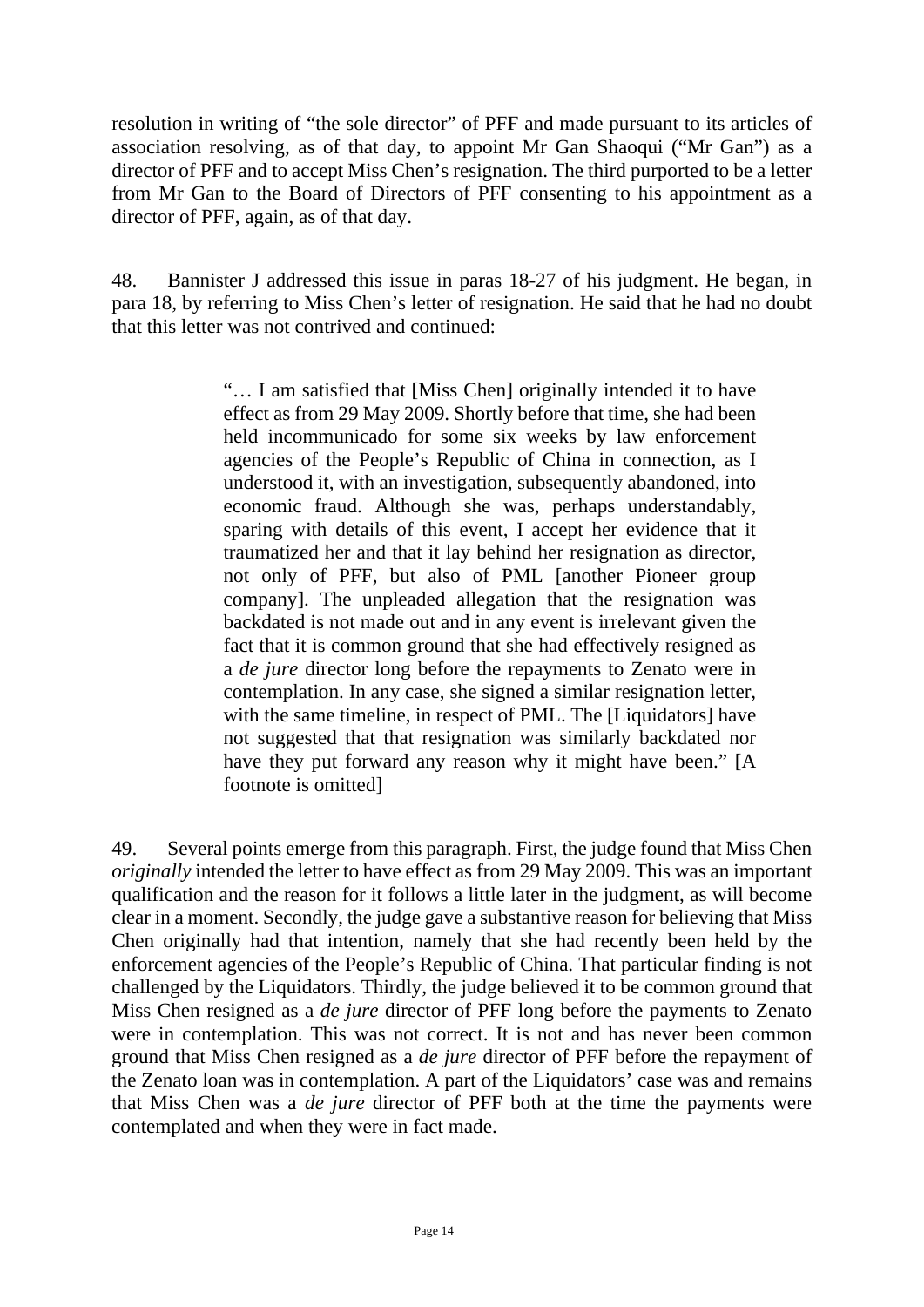resolution in writing of "the sole director" of PFF and made pursuant to its articles of association resolving, as of that day, to appoint Mr Gan Shaoqui ("Mr Gan") as a director of PFF and to accept Miss Chen's resignation. The third purported to be a letter from Mr Gan to the Board of Directors of PFF consenting to his appointment as a director of PFF, again, as of that day.

48. Bannister J addressed this issue in paras 18-27 of his judgment. He began, in para 18, by referring to Miss Chen's letter of resignation. He said that he had no doubt that this letter was not contrived and continued:

> "… I am satisfied that [Miss Chen] originally intended it to have effect as from 29 May 2009. Shortly before that time, she had been held incommunicado for some six weeks by law enforcement agencies of the People's Republic of China in connection, as I understood it, with an investigation, subsequently abandoned, into economic fraud. Although she was, perhaps understandably, sparing with details of this event, I accept her evidence that it traumatized her and that it lay behind her resignation as director, not only of PFF, but also of PML [another Pioneer group company]. The unpleaded allegation that the resignation was backdated is not made out and in any event is irrelevant given the fact that it is common ground that she had effectively resigned as a *de jure* director long before the repayments to Zenato were in contemplation. In any case, she signed a similar resignation letter, with the same timeline, in respect of PML. The [Liquidators] have not suggested that that resignation was similarly backdated nor have they put forward any reason why it might have been." [A footnote is omitted]

49. Several points emerge from this paragraph. First, the judge found that Miss Chen *originally* intended the letter to have effect as from 29 May 2009. This was an important qualification and the reason for it follows a little later in the judgment, as will become clear in a moment. Secondly, the judge gave a substantive reason for believing that Miss Chen originally had that intention, namely that she had recently been held by the enforcement agencies of the People's Republic of China. That particular finding is not challenged by the Liquidators. Thirdly, the judge believed it to be common ground that Miss Chen resigned as a *de jure* director of PFF long before the payments to Zenato were in contemplation. This was not correct. It is not and has never been common ground that Miss Chen resigned as a *de jure* director of PFF before the repayment of the Zenato loan was in contemplation. A part of the Liquidators' case was and remains that Miss Chen was a *de jure* director of PFF both at the time the payments were contemplated and when they were in fact made.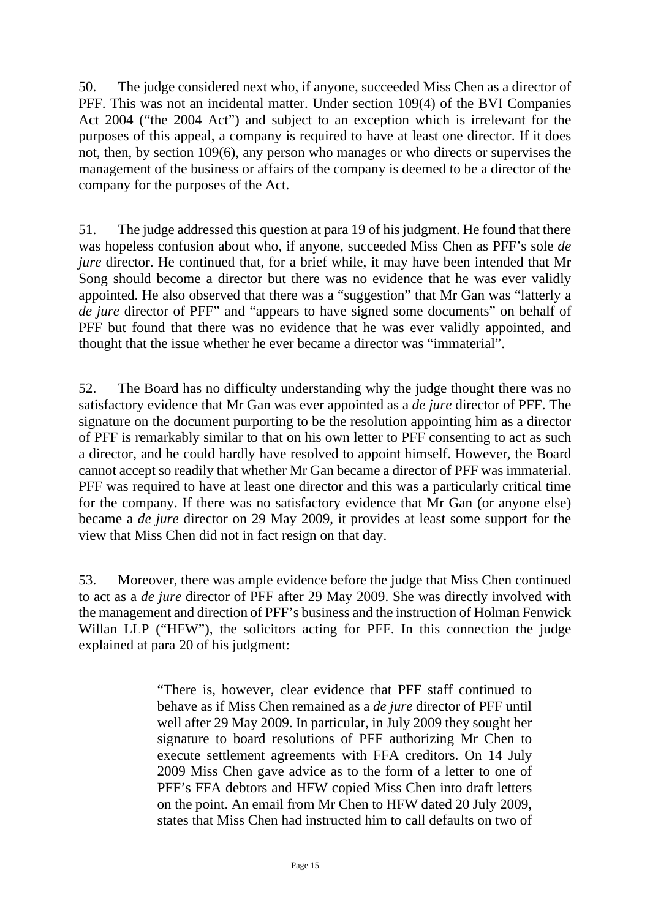50. The judge considered next who, if anyone, succeeded Miss Chen as a director of PFF. This was not an incidental matter. Under section 109(4) of the BVI Companies Act 2004 ("the 2004 Act") and subject to an exception which is irrelevant for the purposes of this appeal, a company is required to have at least one director. If it does not, then, by section 109(6), any person who manages or who directs or supervises the management of the business or affairs of the company is deemed to be a director of the company for the purposes of the Act.

51. The judge addressed this question at para 19 of his judgment. He found that there was hopeless confusion about who, if anyone, succeeded Miss Chen as PFF's sole *de jure* director. He continued that, for a brief while, it may have been intended that Mr Song should become a director but there was no evidence that he was ever validly appointed. He also observed that there was a "suggestion" that Mr Gan was "latterly a *de jure* director of PFF" and "appears to have signed some documents" on behalf of PFF but found that there was no evidence that he was ever validly appointed, and thought that the issue whether he ever became a director was "immaterial".

52. The Board has no difficulty understanding why the judge thought there was no satisfactory evidence that Mr Gan was ever appointed as a *de jure* director of PFF. The signature on the document purporting to be the resolution appointing him as a director of PFF is remarkably similar to that on his own letter to PFF consenting to act as such a director, and he could hardly have resolved to appoint himself. However, the Board cannot accept so readily that whether Mr Gan became a director of PFF was immaterial. PFF was required to have at least one director and this was a particularly critical time for the company. If there was no satisfactory evidence that Mr Gan (or anyone else) became a *de jure* director on 29 May 2009, it provides at least some support for the view that Miss Chen did not in fact resign on that day.

53. Moreover, there was ample evidence before the judge that Miss Chen continued to act as a *de jure* director of PFF after 29 May 2009. She was directly involved with the management and direction of PFF's business and the instruction of Holman Fenwick Willan LLP ("HFW"), the solicitors acting for PFF. In this connection the judge explained at para 20 of his judgment:

> "There is, however, clear evidence that PFF staff continued to behave as if Miss Chen remained as a *de jure* director of PFF until well after 29 May 2009. In particular, in July 2009 they sought her signature to board resolutions of PFF authorizing Mr Chen to execute settlement agreements with FFA creditors. On 14 July 2009 Miss Chen gave advice as to the form of a letter to one of PFF's FFA debtors and HFW copied Miss Chen into draft letters on the point. An email from Mr Chen to HFW dated 20 July 2009, states that Miss Chen had instructed him to call defaults on two of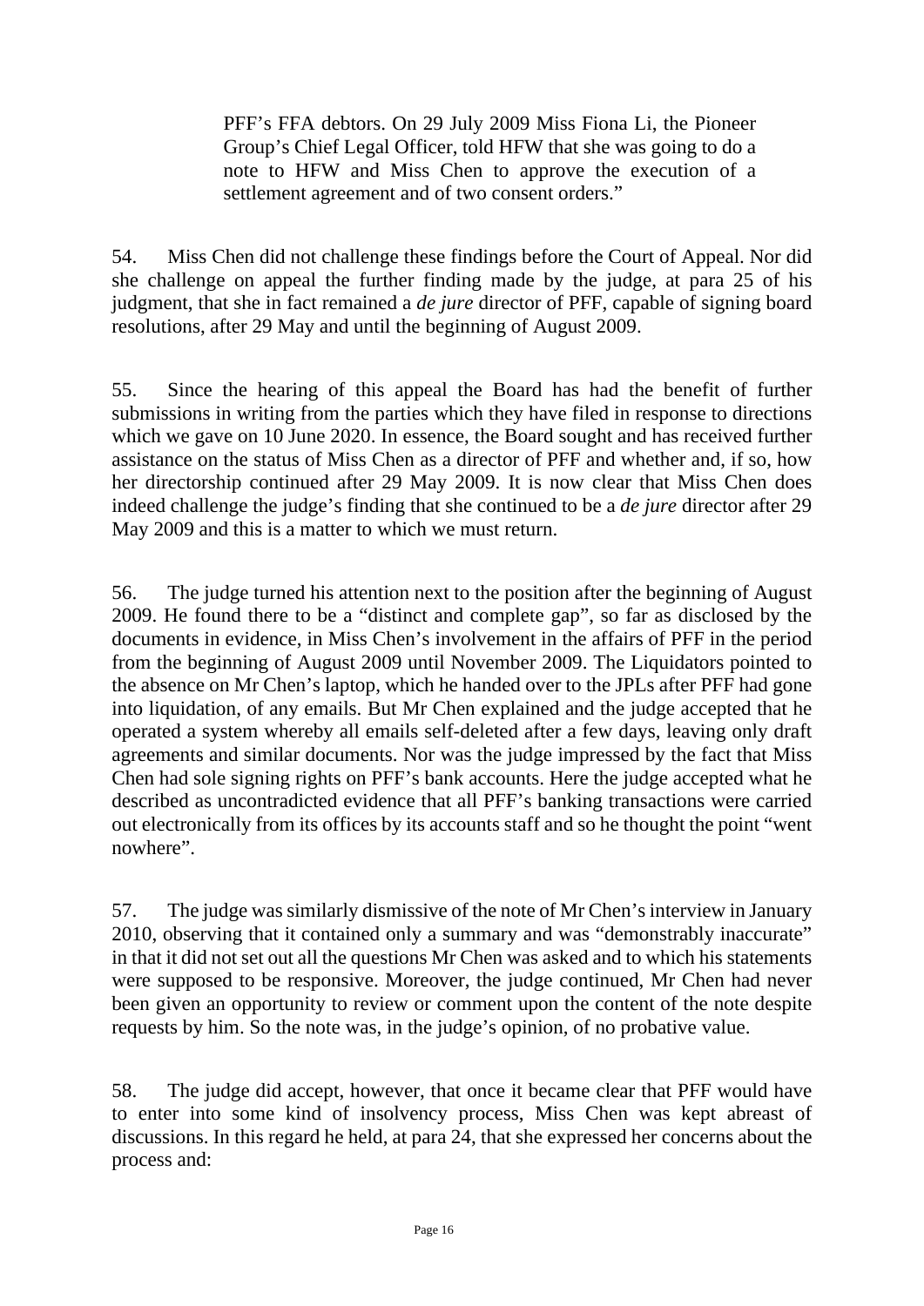> PFF's FFA debtors. On 29 July 2009 Miss Fiona Li, the Pioneer Group's Chief Legal Officer, told HFW that she was going to do a note to HFW and Miss Chen to approve the execution of a settlement agreement and of two consent orders."

54. Miss Chen did not challenge these findings before the Court of Appeal. Nor did she challenge on appeal the further finding made by the judge, at para 25 of his judgment, that she in fact remained a *de jure* director of PFF, capable of signing board resolutions, after 29 May and until the beginning of August 2009.

55. Since the hearing of this appeal the Board has had the benefit of further submissions in writing from the parties which they have filed in response to directions which we gave on 10 June 2020. In essence, the Board sought and has received further assistance on the status of Miss Chen as a director of PFF and whether and, if so, how her directorship continued after 29 May 2009. It is now clear that Miss Chen does indeed challenge the judge's finding that she continued to be a *de jure* director after 29 May 2009 and this is a matter to which we must return.

56. The judge turned his attention next to the position after the beginning of August 2009. He found there to be a "distinct and complete gap", so far as disclosed by the documents in evidence, in Miss Chen's involvement in the affairs of PFF in the period from the beginning of August 2009 until November 2009. The Liquidators pointed to the absence on Mr Chen's laptop, which he handed over to the JPLs after PFF had gone into liquidation, of any emails. But Mr Chen explained and the judge accepted that he operated a system whereby all emails self-deleted after a few days, leaving only draft agreements and similar documents. Nor was the judge impressed by the fact that Miss Chen had sole signing rights on PFF's bank accounts. Here the judge accepted what he described as uncontradicted evidence that all PFF's banking transactions were carried out electronically from its offices by its accounts staff and so he thought the point "went nowhere".

57. The judge was similarly dismissive of the note of Mr Chen's interview in January 2010, observing that it contained only a summary and was "demonstrably inaccurate" in that it did not set out all the questions Mr Chen was asked and to which his statements were supposed to be responsive. Moreover, the judge continued, Mr Chen had never been given an opportunity to review or comment upon the content of the note despite requests by him. So the note was, in the judge's opinion, of no probative value.

58. The judge did accept, however, that once it became clear that PFF would have to enter into some kind of insolvency process, Miss Chen was kept abreast of discussions. In this regard he held, at para 24, that she expressed her concerns about the process and: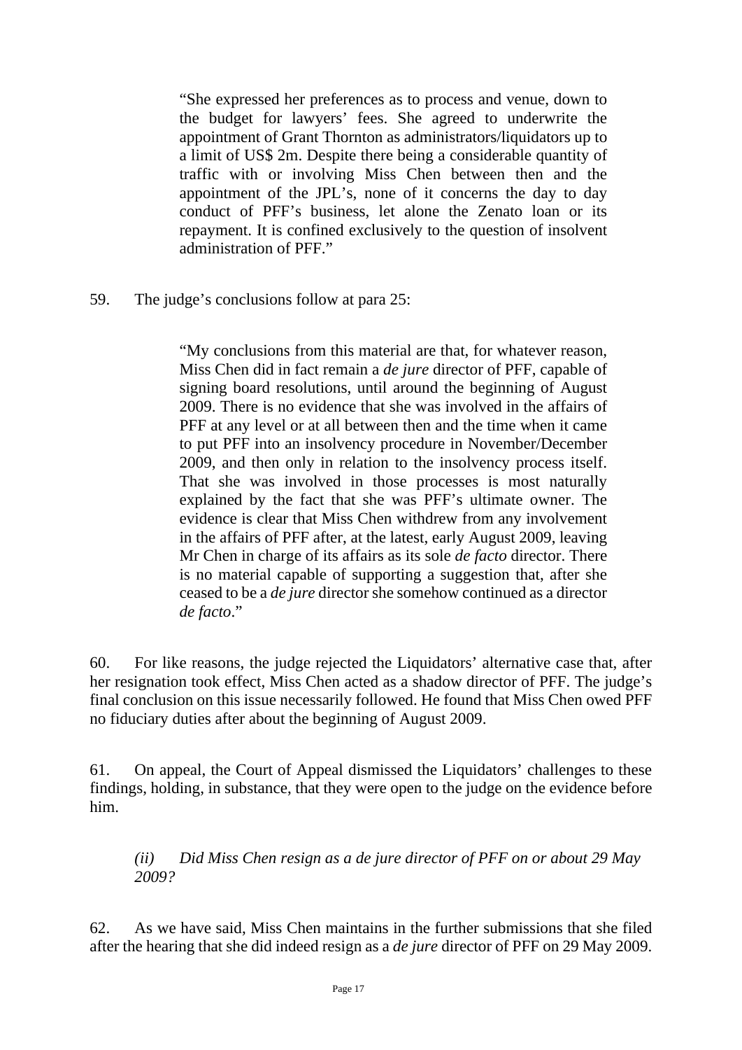> "She expressed her preferences as to process and venue, down to the budget for lawyers' fees. She agreed to underwrite the appointment of Grant Thornton as administrators/liquidators up to a limit of US$ 2m. Despite there being a considerable quantity of traffic with or involving Miss Chen between then and the appointment of the JPL's, none of it concerns the day to day conduct of PFF's business, let alone the Zenato loan or its repayment. It is confined exclusively to the question of insolvent administration of PFF."

59. The judge's conclusions follow at para 25:

> "My conclusions from this material are that, for whatever reason, Miss Chen did in fact remain a *de jure* director of PFF, capable of signing board resolutions, until around the beginning of August 2009. There is no evidence that she was involved in the affairs of PFF at any level or at all between then and the time when it came to put PFF into an insolvency procedure in November/December 2009, and then only in relation to the insolvency process itself. That she was involved in those processes is most naturally explained by the fact that she was PFF's ultimate owner. The evidence is clear that Miss Chen withdrew from any involvement in the affairs of PFF after, at the latest, early August 2009, leaving Mr Chen in charge of its affairs as its sole *de facto* director. There is no material capable of supporting a suggestion that, after she ceased to be a *de jure* director she somehow continued as a director *de facto*."

60. For like reasons, the judge rejected the Liquidators' alternative case that, after her resignation took effect, Miss Chen acted as a shadow director of PFF. The judge's final conclusion on this issue necessarily followed. He found that Miss Chen owed PFF no fiduciary duties after about the beginning of August 2009.

61. On appeal, the Court of Appeal dismissed the Liquidators' challenges to these findings, holding, in substance, that they were open to the judge on the evidence before him.

*(ii) Did Miss Chen resign as a de jure director of PFF on or about 29 May 2009?*

62. As we have said, Miss Chen maintains in the further submissions that she filed after the hearing that she did indeed resign as a *de jure* director of PFF on 29 May 2009.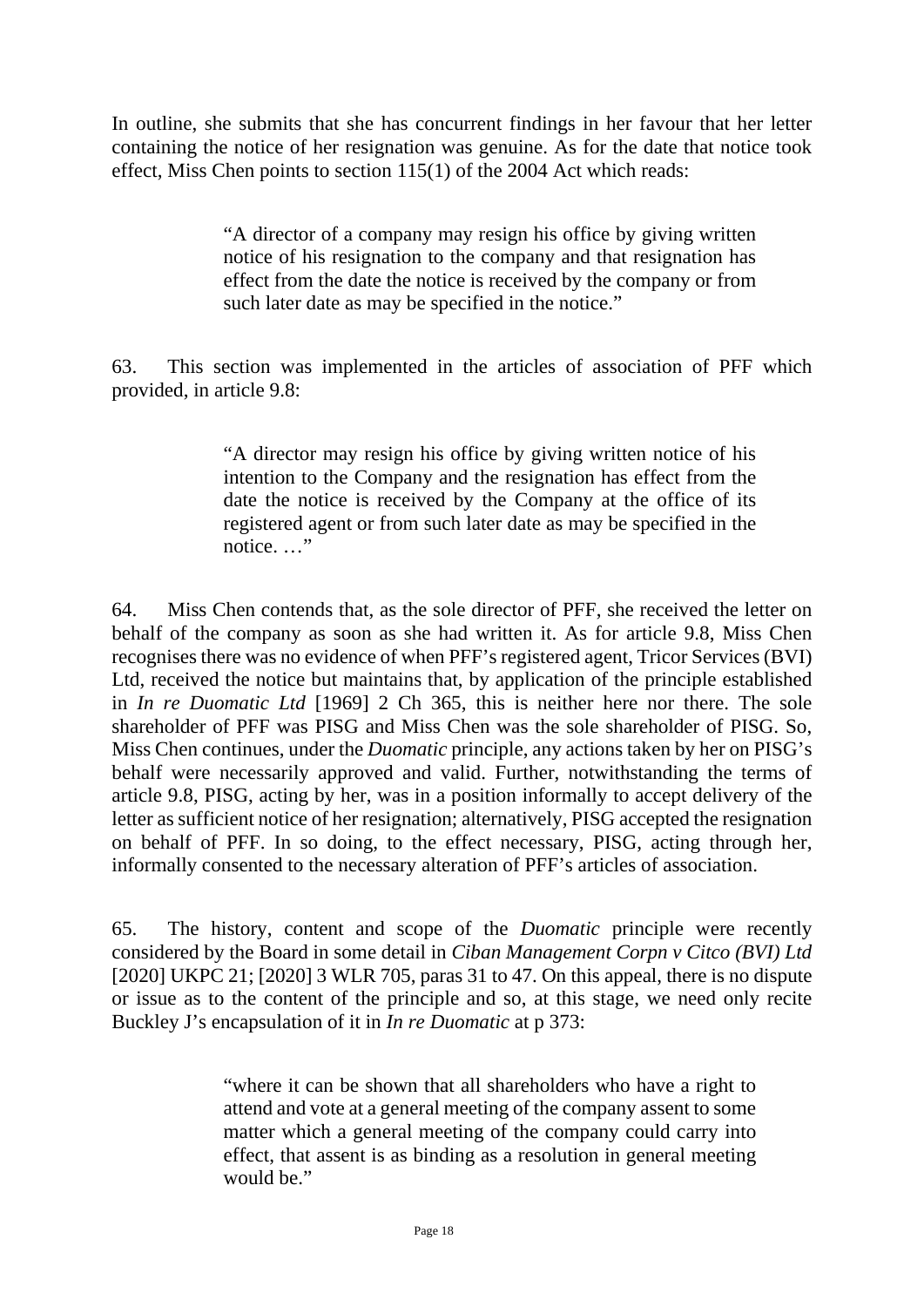In outline, she submits that she has concurrent findings in her favour that her letter containing the notice of her resignation was genuine. As for the date that notice took effect, Miss Chen points to section 115(1) of the 2004 Act which reads:

> "A director of a company may resign his office by giving written notice of his resignation to the company and that resignation has effect from the date the notice is received by the company or from such later date as may be specified in the notice."

63. This section was implemented in the articles of association of PFF which provided, in article 9.8:

> "A director may resign his office by giving written notice of his intention to the Company and the resignation has effect from the date the notice is received by the Company at the office of its registered agent or from such later date as may be specified in the notice. …"

64. Miss Chen contends that, as the sole director of PFF, she received the letter on behalf of the company as soon as she had written it. As for article 9.8, Miss Chen recognises there was no evidence of when PFF's registered agent, Tricor Services (BVI) Ltd, received the notice but maintains that, by application of the principle established in *In re Duomatic Ltd* [1969] 2 Ch 365, this is neither here nor there. The sole shareholder of PFF was PISG and Miss Chen was the sole shareholder of PISG. So, Miss Chen continues, under the *Duomatic* principle, any actions taken by her on PISG's behalf were necessarily approved and valid. Further, notwithstanding the terms of article 9.8, PISG, acting by her, was in a position informally to accept delivery of the letter as sufficient notice of her resignation; alternatively, PISG accepted the resignation on behalf of PFF. In so doing, to the effect necessary, PISG, acting through her, informally consented to the necessary alteration of PFF's articles of association.

65. The history, content and scope of the *Duomatic* principle were recently considered by the Board in some detail in *Ciban Management Corpn v Citco (BVI) Ltd* [2020] UKPC 21; [2020] 3 WLR 705, paras 31 to 47. On this appeal, there is no dispute or issue as to the content of the principle and so, at this stage, we need only recite Buckley J's encapsulation of it in *In re Duomatic* at p 373:

> "where it can be shown that all shareholders who have a right to attend and vote at a general meeting of the company assent to some matter which a general meeting of the company could carry into effect, that assent is as binding as a resolution in general meeting would be."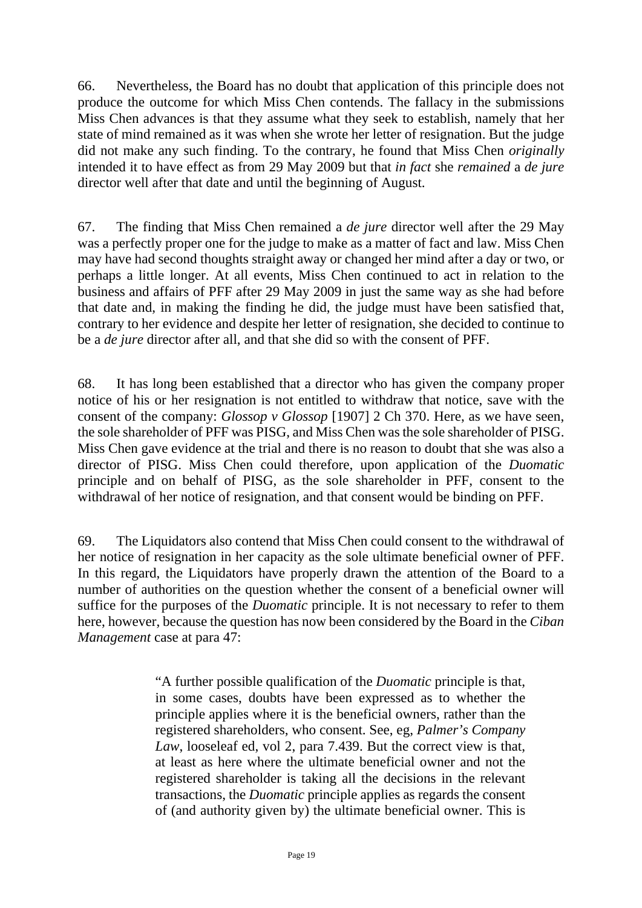66. Nevertheless, the Board has no doubt that application of this principle does not produce the outcome for which Miss Chen contends. The fallacy in the submissions Miss Chen advances is that they assume what they seek to establish, namely that her state of mind remained as it was when she wrote her letter of resignation. But the judge did not make any such finding. To the contrary, he found that Miss Chen *originally* intended it to have effect as from 29 May 2009 but that *in fact* she *remained* a *de jure* director well after that date and until the beginning of August.

67. The finding that Miss Chen remained a *de jure* director well after the 29 May was a perfectly proper one for the judge to make as a matter of fact and law. Miss Chen may have had second thoughts straight away or changed her mind after a day or two, or perhaps a little longer. At all events, Miss Chen continued to act in relation to the business and affairs of PFF after 29 May 2009 in just the same way as she had before that date and, in making the finding he did, the judge must have been satisfied that, contrary to her evidence and despite her letter of resignation, she decided to continue to be a *de jure* director after all, and that she did so with the consent of PFF.

68. It has long been established that a director who has given the company proper notice of his or her resignation is not entitled to withdraw that notice, save with the consent of the company: *Glossop v Glossop* [1907] 2 Ch 370. Here, as we have seen, the sole shareholder of PFF was PISG, and Miss Chen was the sole shareholder of PISG. Miss Chen gave evidence at the trial and there is no reason to doubt that she was also a director of PISG. Miss Chen could therefore, upon application of the *Duomatic* principle and on behalf of PISG, as the sole shareholder in PFF, consent to the withdrawal of her notice of resignation, and that consent would be binding on PFF.

69. The Liquidators also contend that Miss Chen could consent to the withdrawal of her notice of resignation in her capacity as the sole ultimate beneficial owner of PFF. In this regard, the Liquidators have properly drawn the attention of the Board to a number of authorities on the question whether the consent of a beneficial owner will suffice for the purposes of the *Duomatic* principle. It is not necessary to refer to them here, however, because the question has now been considered by the Board in the *Ciban Management* case at para 47:

> "A further possible qualification of the *Duomatic* principle is that, in some cases, doubts have been expressed as to whether the principle applies where it is the beneficial owners, rather than the registered shareholders, who consent. See, eg, *Palmer's Company Law*, looseleaf ed, vol 2, para 7.439. But the correct view is that, at least as here where the ultimate beneficial owner and not the registered shareholder is taking all the decisions in the relevant transactions, the *Duomatic* principle applies as regards the consent of (and authority given by) the ultimate beneficial owner. This is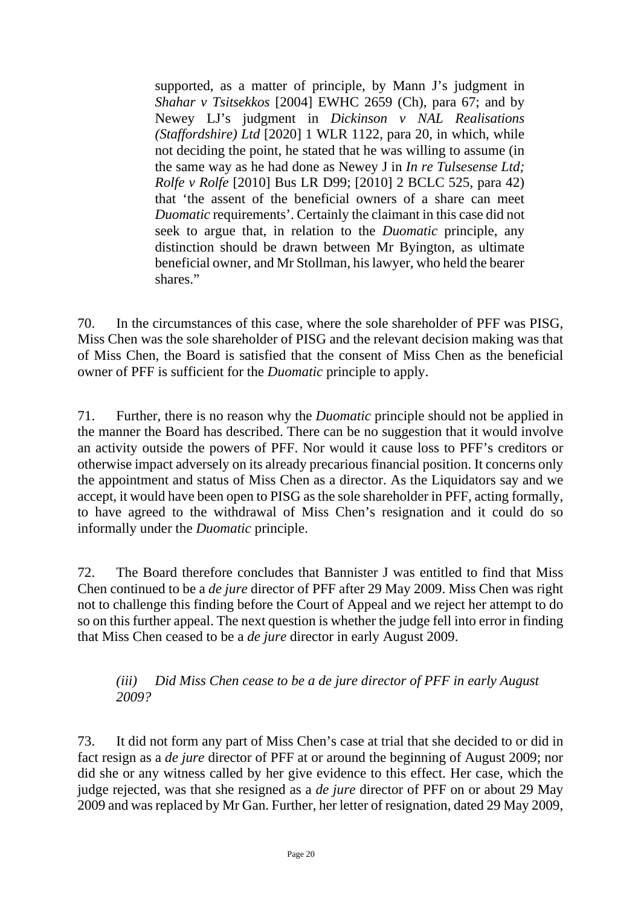supported, as a matter of principle, by Mann J's judgment in *Shahar v Tsitsekkos* [2004] EWHC 2659 (Ch), para 67; and by Newey LJ's judgment in *Dickinson v NAL Realisations (Staffordshire) Ltd* [2020] 1 WLR 1122, para 20, in which, while not deciding the point, he stated that he was willing to assume (in the same way as he had done as Newey J in *In re Tulsesense Ltd; Rolfe v Rolfe* [2010] Bus LR D99; [2010] 2 BCLC 525, para 42) that 'the assent of the beneficial owners of a share can meet *Duomatic* requirements'. Certainly the claimant in this case did not seek to argue that, in relation to the *Duomatic* principle, any distinction should be drawn between Mr Byington, as ultimate beneficial owner, and Mr Stollman, his lawyer, who held the bearer shares."

70. In the circumstances of this case, where the sole shareholder of PFF was PISG, Miss Chen was the sole shareholder of PISG and the relevant decision making was that of Miss Chen, the Board is satisfied that the consent of Miss Chen as the beneficial owner of PFF is sufficient for the *Duomatic* principle to apply.

71. Further, there is no reason why the *Duomatic* principle should not be applied in the manner the Board has described. There can be no suggestion that it would involve an activity outside the powers of PFF. Nor would it cause loss to PFF's creditors or otherwise impact adversely on its already precarious financial position. It concerns only the appointment and status of Miss Chen as a director. As the Liquidators say and we accept, it would have been open to PISG as the sole shareholder in PFF, acting formally, to have agreed to the withdrawal of Miss Chen's resignation and it could do so informally under the *Duomatic* principle.

72. The Board therefore concludes that Bannister J was entitled to find that Miss Chen continued to be a *de jure* director of PFF after 29 May 2009. Miss Chen was right not to challenge this finding before the Court of Appeal and we reject her attempt to do so on this further appeal. The next question is whether the judge fell into error in finding that Miss Chen ceased to be a *de jure* director in early August 2009.

### *(iii) Did Miss Chen cease to be a de jure director of PFF in early August 2009?*

73. It did not form any part of Miss Chen's case at trial that she decided to or did in fact resign as a *de jure* director of PFF at or around the beginning of August 2009; nor did she or any witness called by her give evidence to this effect. Her case, which the judge rejected, was that she resigned as a *de jure* director of PFF on or about 29 May 2009 and was replaced by Mr Gan. Further, her letter of resignation, dated 29 May 2009,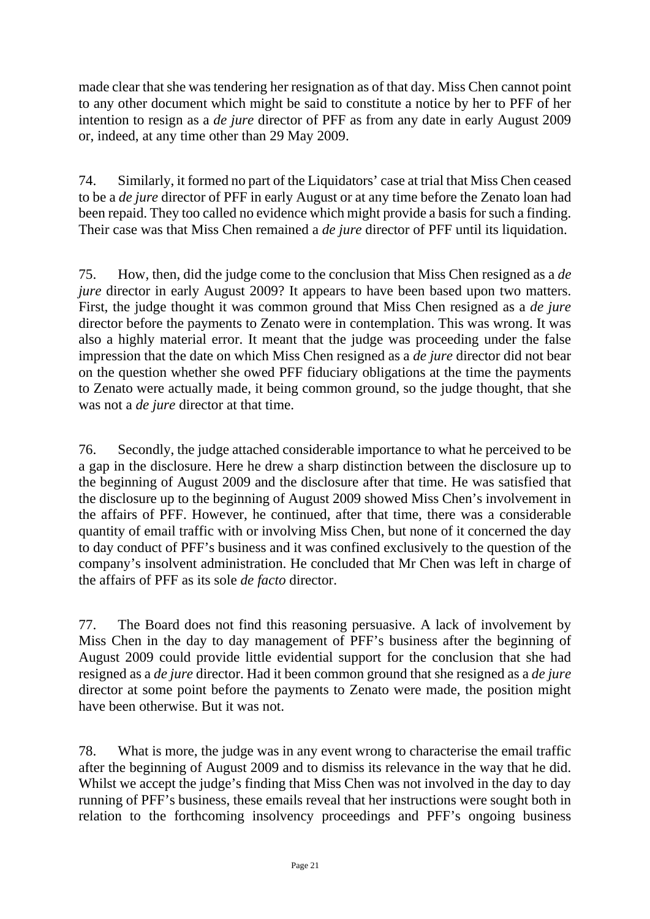made clear that she was tendering her resignation as of that day. Miss Chen cannot point to any other document which might be said to constitute a notice by her to PFF of her intention to resign as a *de jure* director of PFF as from any date in early August 2009 or, indeed, at any time other than 29 May 2009.

74. Similarly, it formed no part of the Liquidators' case at trial that Miss Chen ceased to be a *de jure* director of PFF in early August or at any time before the Zenato loan had been repaid. They too called no evidence which might provide a basis for such a finding. Their case was that Miss Chen remained a *de jure* director of PFF until its liquidation.

75. How, then, did the judge come to the conclusion that Miss Chen resigned as a *de jure* director in early August 2009? It appears to have been based upon two matters. First, the judge thought it was common ground that Miss Chen resigned as a *de jure* director before the payments to Zenato were in contemplation. This was wrong. It was also a highly material error. It meant that the judge was proceeding under the false impression that the date on which Miss Chen resigned as a *de jure* director did not bear on the question whether she owed PFF fiduciary obligations at the time the payments to Zenato were actually made, it being common ground, so the judge thought, that she was not a *de jure* director at that time.

76. Secondly, the judge attached considerable importance to what he perceived to be a gap in the disclosure. Here he drew a sharp distinction between the disclosure up to the beginning of August 2009 and the disclosure after that time. He was satisfied that the disclosure up to the beginning of August 2009 showed Miss Chen's involvement in the affairs of PFF. However, he continued, after that time, there was a considerable quantity of email traffic with or involving Miss Chen, but none of it concerned the day to day conduct of PFF's business and it was confined exclusively to the question of the company's insolvent administration. He concluded that Mr Chen was left in charge of the affairs of PFF as its sole *de facto* director.

77. The Board does not find this reasoning persuasive. A lack of involvement by Miss Chen in the day to day management of PFF's business after the beginning of August 2009 could provide little evidential support for the conclusion that she had resigned as a *de jure* director. Had it been common ground that she resigned as a *de jure* director at some point before the payments to Zenato were made, the position might have been otherwise. But it was not.

78. What is more, the judge was in any event wrong to characterise the email traffic after the beginning of August 2009 and to dismiss its relevance in the way that he did. Whilst we accept the judge's finding that Miss Chen was not involved in the day to day running of PFF's business, these emails reveal that her instructions were sought both in relation to the forthcoming insolvency proceedings and PFF's ongoing business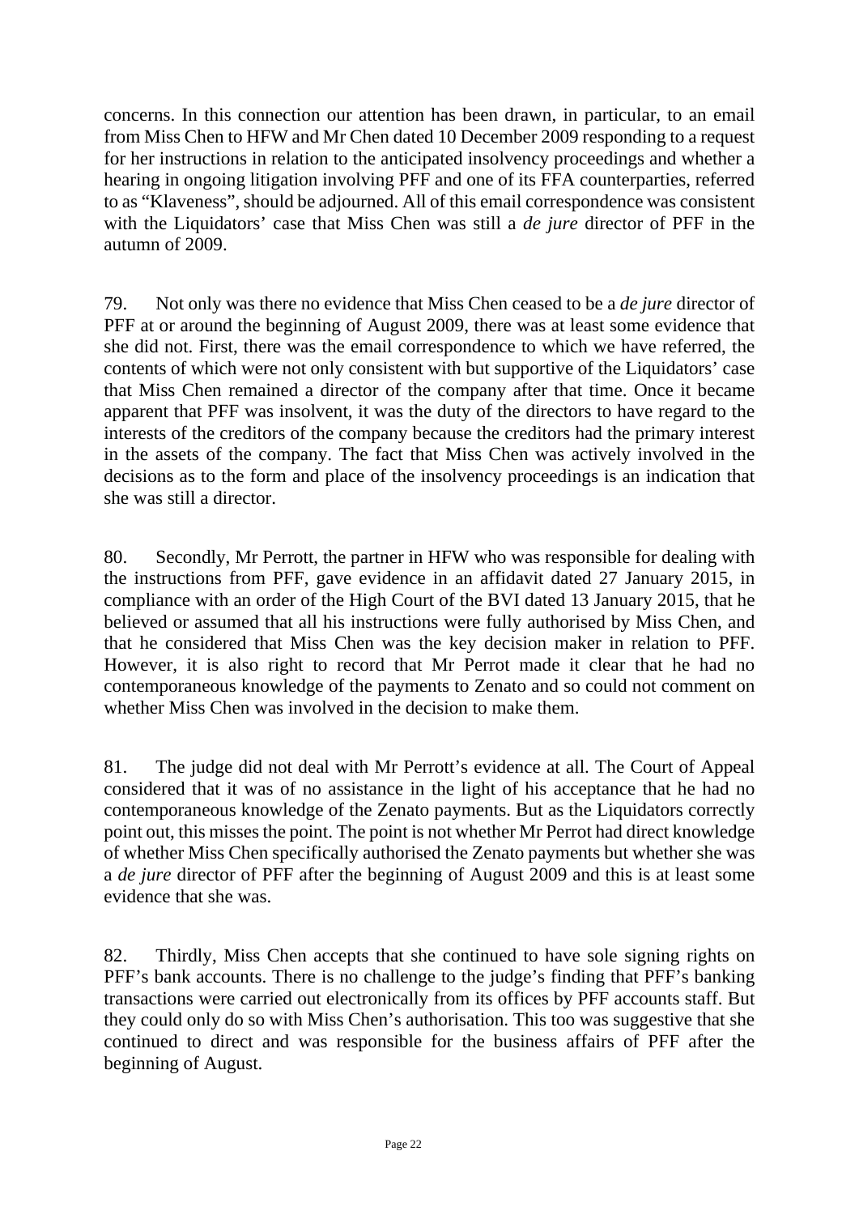concerns. In this connection our attention has been drawn, in particular, to an email from Miss Chen to HFW and Mr Chen dated 10 December 2009 responding to a request for her instructions in relation to the anticipated insolvency proceedings and whether a hearing in ongoing litigation involving PFF and one of its FFA counterparties, referred to as "Klaveness", should be adjourned. All of this email correspondence was consistent with the Liquidators' case that Miss Chen was still a *de jure* director of PFF in the autumn of 2009.

79. Not only was there no evidence that Miss Chen ceased to be a *de jure* director of PFF at or around the beginning of August 2009, there was at least some evidence that she did not. First, there was the email correspondence to which we have referred, the contents of which were not only consistent with but supportive of the Liquidators' case that Miss Chen remained a director of the company after that time. Once it became apparent that PFF was insolvent, it was the duty of the directors to have regard to the interests of the creditors of the company because the creditors had the primary interest in the assets of the company. The fact that Miss Chen was actively involved in the decisions as to the form and place of the insolvency proceedings is an indication that she was still a director.

80. Secondly, Mr Perrott, the partner in HFW who was responsible for dealing with the instructions from PFF, gave evidence in an affidavit dated 27 January 2015, in compliance with an order of the High Court of the BVI dated 13 January 2015, that he believed or assumed that all his instructions were fully authorised by Miss Chen, and that he considered that Miss Chen was the key decision maker in relation to PFF. However, it is also right to record that Mr Perrot made it clear that he had no contemporaneous knowledge of the payments to Zenato and so could not comment on whether Miss Chen was involved in the decision to make them.

81. The judge did not deal with Mr Perrott's evidence at all. The Court of Appeal considered that it was of no assistance in the light of his acceptance that he had no contemporaneous knowledge of the Zenato payments. But as the Liquidators correctly point out, this misses the point. The point is not whether Mr Perrot had direct knowledge of whether Miss Chen specifically authorised the Zenato payments but whether she was a *de jure* director of PFF after the beginning of August 2009 and this is at least some evidence that she was.

82. Thirdly, Miss Chen accepts that she continued to have sole signing rights on PFF's bank accounts. There is no challenge to the judge's finding that PFF's banking transactions were carried out electronically from its offices by PFF accounts staff. But they could only do so with Miss Chen's authorisation. This too was suggestive that she continued to direct and was responsible for the business affairs of PFF after the beginning of August.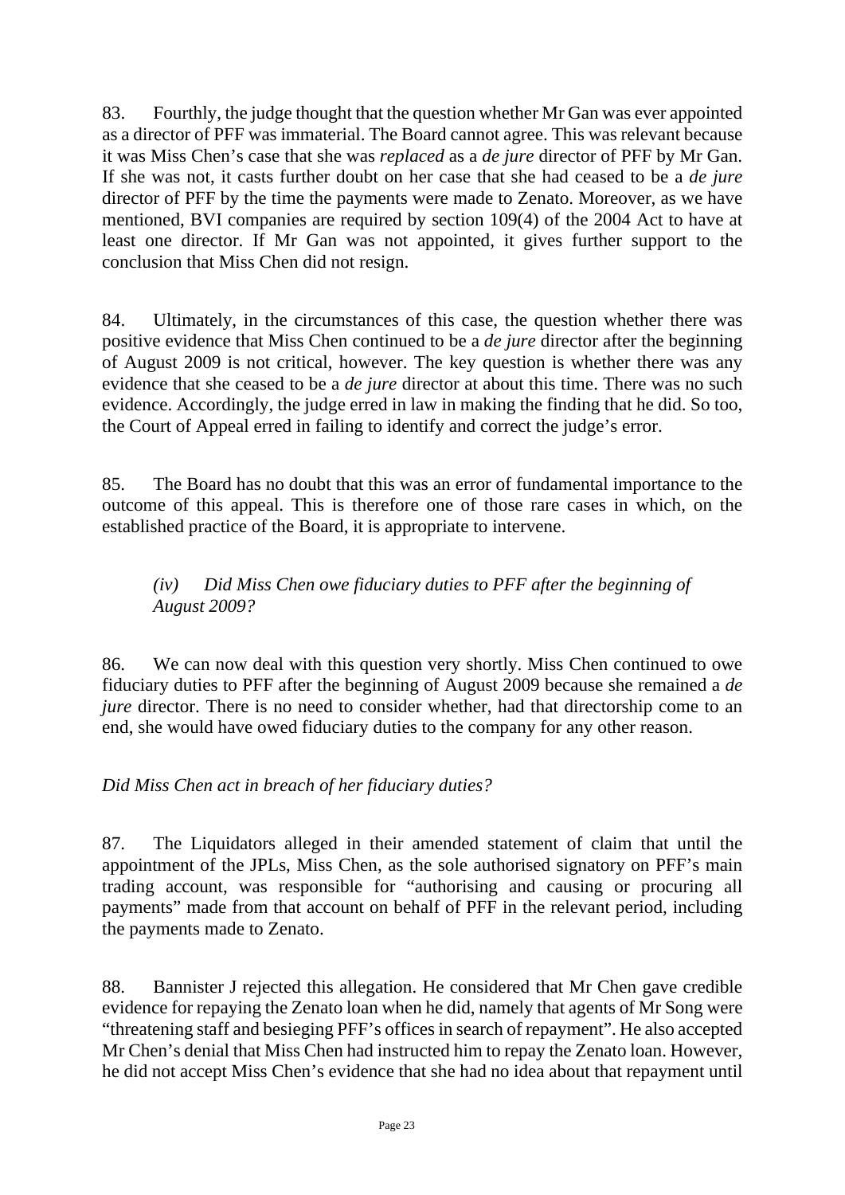83. Fourthly, the judge thought that the question whether Mr Gan was ever appointed as a director of PFF was immaterial. The Board cannot agree. This was relevant because it was Miss Chen's case that she was *replaced* as a *de jure* director of PFF by Mr Gan. If she was not, it casts further doubt on her case that she had ceased to be a *de jure* director of PFF by the time the payments were made to Zenato. Moreover, as we have mentioned, BVI companies are required by section 109(4) of the 2004 Act to have at least one director. If Mr Gan was not appointed, it gives further support to the conclusion that Miss Chen did not resign.

84. Ultimately, in the circumstances of this case, the question whether there was positive evidence that Miss Chen continued to be a *de jure* director after the beginning of August 2009 is not critical, however. The key question is whether there was any evidence that she ceased to be a *de jure* director at about this time. There was no such evidence. Accordingly, the judge erred in law in making the finding that he did. So too, the Court of Appeal erred in failing to identify and correct the judge's error.

85. The Board has no doubt that this was an error of fundamental importance to the outcome of this appeal. This is therefore one of those rare cases in which, on the established practice of the Board, it is appropriate to intervene.

*(iv) Did Miss Chen owe fiduciary duties to PFF after the beginning of August 2009?*

86. We can now deal with this question very shortly. Miss Chen continued to owe fiduciary duties to PFF after the beginning of August 2009 because she remained a *de jure* director. There is no need to consider whether, had that directorship come to an end, she would have owed fiduciary duties to the company for any other reason.

*Did Miss Chen act in breach of her fiduciary duties?*

87. The Liquidators alleged in their amended statement of claim that until the appointment of the JPLs, Miss Chen, as the sole authorised signatory on PFF's main trading account, was responsible for "authorising and causing or procuring all payments" made from that account on behalf of PFF in the relevant period, including the payments made to Zenato.

88. Bannister J rejected this allegation. He considered that Mr Chen gave credible evidence for repaying the Zenato loan when he did, namely that agents of Mr Song were "threatening staff and besieging PFF's offices in search of repayment". He also accepted Mr Chen's denial that Miss Chen had instructed him to repay the Zenato loan. However, he did not accept Miss Chen's evidence that she had no idea about that repayment until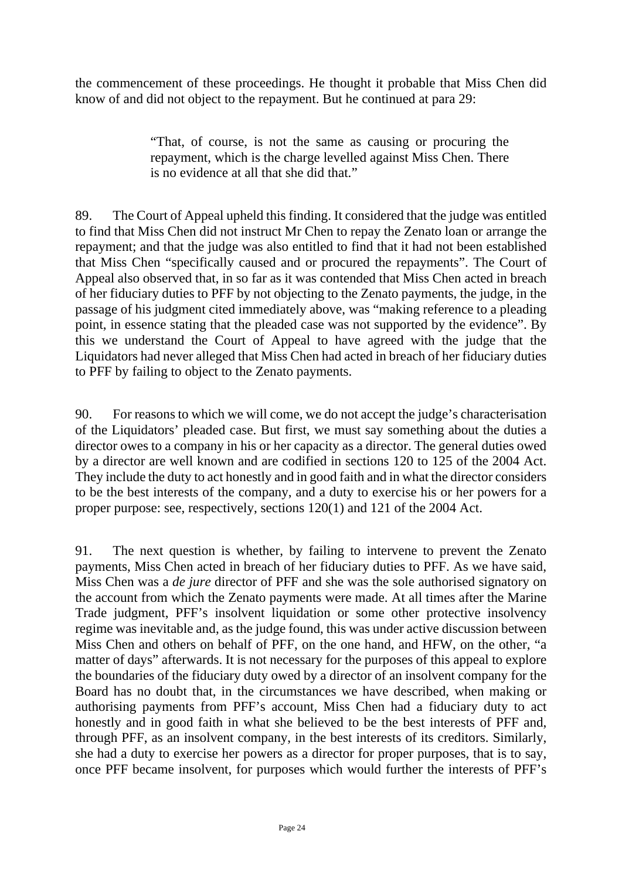the commencement of these proceedings. He thought it probable that Miss Chen did know of and did not object to the repayment. But he continued at para 29:

> "That, of course, is not the same as causing or procuring the repayment, which is the charge levelled against Miss Chen. There is no evidence at all that she did that."

89. The Court of Appeal upheld this finding. It considered that the judge was entitled to find that Miss Chen did not instruct Mr Chen to repay the Zenato loan or arrange the repayment; and that the judge was also entitled to find that it had not been established that Miss Chen "specifically caused and or procured the repayments". The Court of Appeal also observed that, in so far as it was contended that Miss Chen acted in breach of her fiduciary duties to PFF by not objecting to the Zenato payments, the judge, in the passage of his judgment cited immediately above, was "making reference to a pleading point, in essence stating that the pleaded case was not supported by the evidence". By this we understand the Court of Appeal to have agreed with the judge that the Liquidators had never alleged that Miss Chen had acted in breach of her fiduciary duties to PFF by failing to object to the Zenato payments.

90. For reasons to which we will come, we do not accept the judge's characterisation of the Liquidators' pleaded case. But first, we must say something about the duties a director owes to a company in his or her capacity as a director. The general duties owed by a director are well known and are codified in sections 120 to 125 of the 2004 Act. They include the duty to act honestly and in good faith and in what the director considers to be the best interests of the company, and a duty to exercise his or her powers for a proper purpose: see, respectively, sections 120(1) and 121 of the 2004 Act.

91. The next question is whether, by failing to intervene to prevent the Zenato payments, Miss Chen acted in breach of her fiduciary duties to PFF. As we have said, Miss Chen was a *de jure* director of PFF and she was the sole authorised signatory on the account from which the Zenato payments were made. At all times after the Marine Trade judgment, PFF's insolvent liquidation or some other protective insolvency regime was inevitable and, as the judge found, this was under active discussion between Miss Chen and others on behalf of PFF, on the one hand, and HFW, on the other, "a matter of days" afterwards. It is not necessary for the purposes of this appeal to explore the boundaries of the fiduciary duty owed by a director of an insolvent company for the Board has no doubt that, in the circumstances we have described, when making or authorising payments from PFF's account, Miss Chen had a fiduciary duty to act honestly and in good faith in what she believed to be the best interests of PFF and, through PFF, as an insolvent company, in the best interests of its creditors. Similarly, she had a duty to exercise her powers as a director for proper purposes, that is to say, once PFF became insolvent, for purposes which would further the interests of PFF's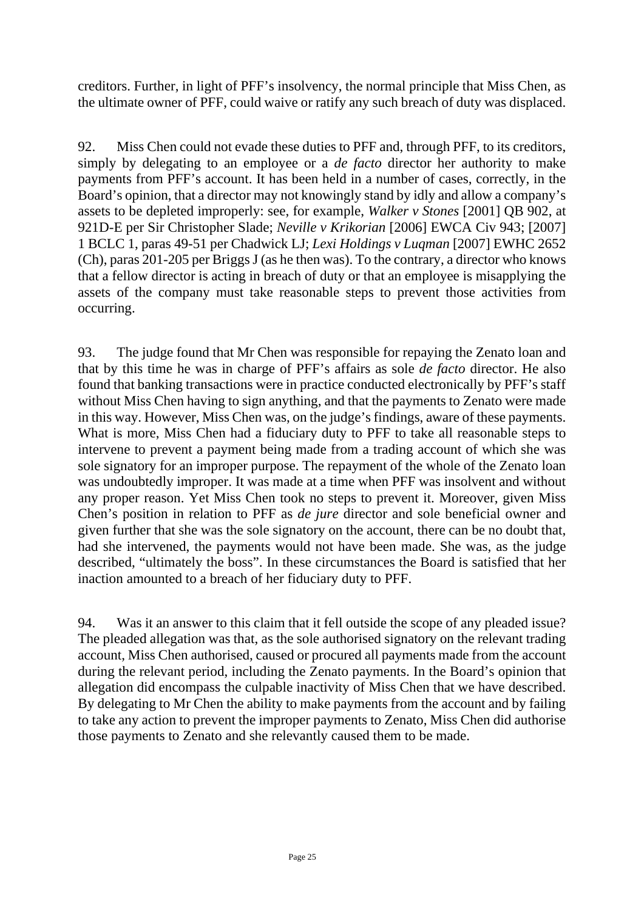creditors. Further, in light of PFF's insolvency, the normal principle that Miss Chen, as the ultimate owner of PFF, could waive or ratify any such breach of duty was displaced.

92. Miss Chen could not evade these duties to PFF and, through PFF, to its creditors, simply by delegating to an employee or a *de facto* director her authority to make payments from PFF's account. It has been held in a number of cases, correctly, in the Board's opinion, that a director may not knowingly stand by idly and allow a company's assets to be depleted improperly: see, for example, *Walker v Stones* [2001] QB 902, at 921D-E per Sir Christopher Slade; *Neville v Krikorian* [2006] EWCA Civ 943; [2007] 1 BCLC 1, paras 49-51 per Chadwick LJ; *Lexi Holdings v Luqman* [2007] EWHC 2652 (Ch), paras 201-205 per Briggs J (as he then was). To the contrary, a director who knows that a fellow director is acting in breach of duty or that an employee is misapplying the assets of the company must take reasonable steps to prevent those activities from occurring.

93. The judge found that Mr Chen was responsible for repaying the Zenato loan and that by this time he was in charge of PFF's affairs as sole *de facto* director. He also found that banking transactions were in practice conducted electronically by PFF's staff without Miss Chen having to sign anything, and that the payments to Zenato were made in this way. However, Miss Chen was, on the judge's findings, aware of these payments. What is more, Miss Chen had a fiduciary duty to PFF to take all reasonable steps to intervene to prevent a payment being made from a trading account of which she was sole signatory for an improper purpose. The repayment of the whole of the Zenato loan was undoubtedly improper. It was made at a time when PFF was insolvent and without any proper reason. Yet Miss Chen took no steps to prevent it. Moreover, given Miss Chen's position in relation to PFF as *de jure* director and sole beneficial owner and given further that she was the sole signatory on the account, there can be no doubt that, had she intervened, the payments would not have been made. She was, as the judge described, "ultimately the boss". In these circumstances the Board is satisfied that her inaction amounted to a breach of her fiduciary duty to PFF.

94. Was it an answer to this claim that it fell outside the scope of any pleaded issue? The pleaded allegation was that, as the sole authorised signatory on the relevant trading account, Miss Chen authorised, caused or procured all payments made from the account during the relevant period, including the Zenato payments. In the Board's opinion that allegation did encompass the culpable inactivity of Miss Chen that we have described. By delegating to Mr Chen the ability to make payments from the account and by failing to take any action to prevent the improper payments to Zenato, Miss Chen did authorise those payments to Zenato and she relevantly caused them to be made.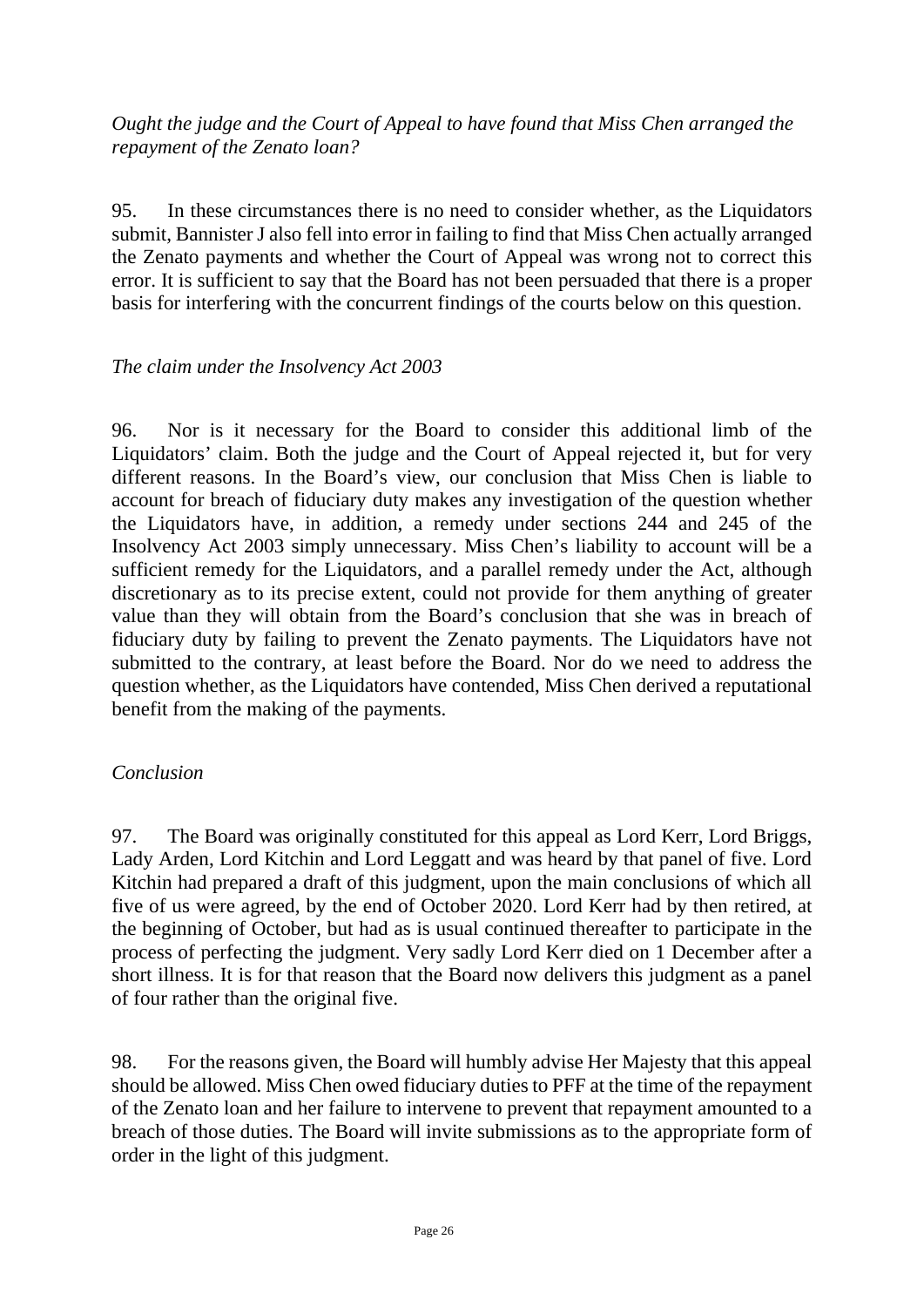*Ought the judge and the Court of Appeal to have found that Miss Chen arranged the repayment of the Zenato loan?*

95. In these circumstances there is no need to consider whether, as the Liquidators submit, Bannister J also fell into error in failing to find that Miss Chen actually arranged the Zenato payments and whether the Court of Appeal was wrong not to correct this error. It is sufficient to say that the Board has not been persuaded that there is a proper basis for interfering with the concurrent findings of the courts below on this question.

*The claim under the Insolvency Act 2003*

96. Nor is it necessary for the Board to consider this additional limb of the Liquidators' claim. Both the judge and the Court of Appeal rejected it, but for very different reasons. In the Board's view, our conclusion that Miss Chen is liable to account for breach of fiduciary duty makes any investigation of the question whether the Liquidators have, in addition, a remedy under sections 244 and 245 of the Insolvency Act 2003 simply unnecessary. Miss Chen's liability to account will be a sufficient remedy for the Liquidators, and a parallel remedy under the Act, although discretionary as to its precise extent, could not provide for them anything of greater value than they will obtain from the Board's conclusion that she was in breach of fiduciary duty by failing to prevent the Zenato payments. The Liquidators have not submitted to the contrary, at least before the Board. Nor do we need to address the question whether, as the Liquidators have contended, Miss Chen derived a reputational benefit from the making of the payments.

*Conclusion*

97. The Board was originally constituted for this appeal as Lord Kerr, Lord Briggs, Lady Arden, Lord Kitchin and Lord Leggatt and was heard by that panel of five. Lord Kitchin had prepared a draft of this judgment, upon the main conclusions of which all five of us were agreed, by the end of October 2020. Lord Kerr had by then retired, at the beginning of October, but had as is usual continued thereafter to participate in the process of perfecting the judgment. Very sadly Lord Kerr died on 1 December after a short illness. It is for that reason that the Board now delivers this judgment as a panel of four rather than the original five.

98. For the reasons given, the Board will humbly advise Her Majesty that this appeal should be allowed. Miss Chen owed fiduciary duties to PFF at the time of the repayment of the Zenato loan and her failure to intervene to prevent that repayment amounted to a breach of those duties. The Board will invite submissions as to the appropriate form of order in the light of this judgment.